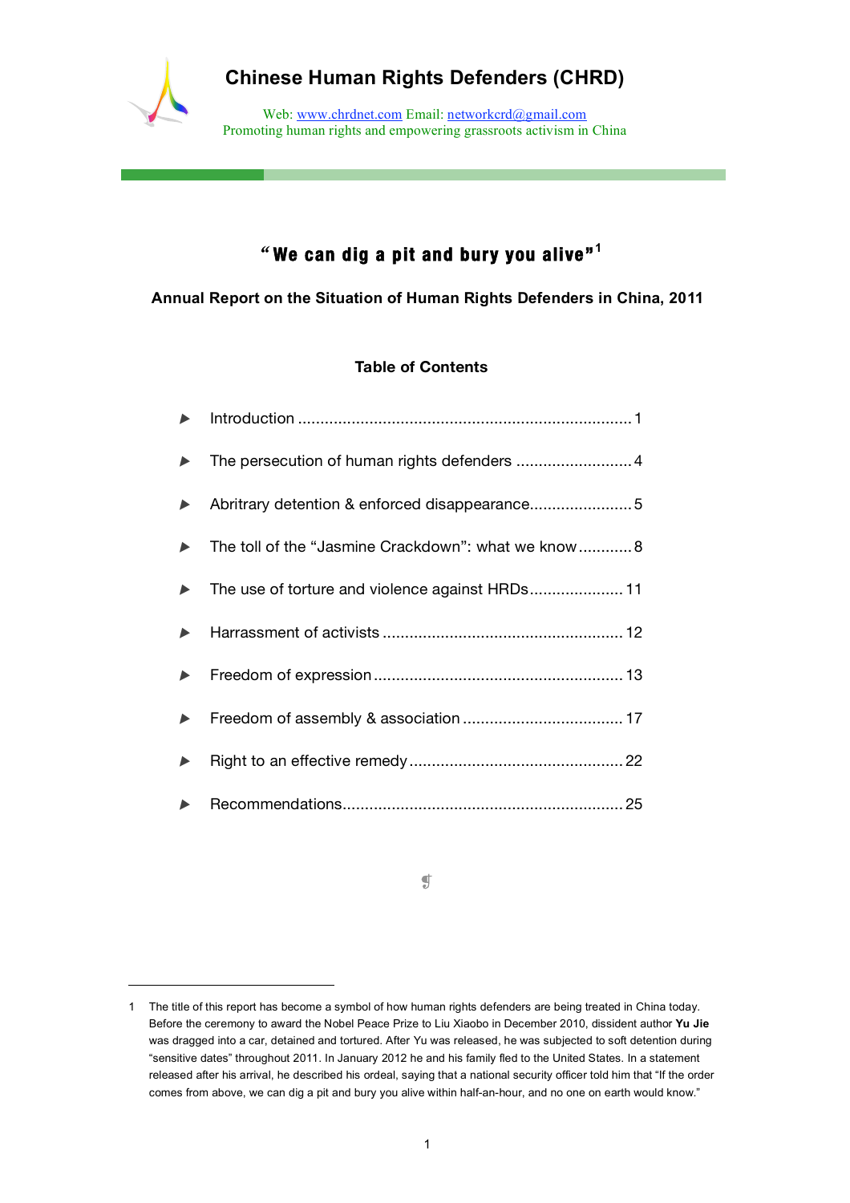# Chinese Human Rights Defenders (CHRD)

Web: www.chrdnet.com Email: networkcrd@gmail.com
Promoting human rights and empowering grassroots activism in China

## "We can dig a pit and bury you alive"[1]

### Annual Report on the Situation of Human Rights Defenders in China, 2011

#### Table of Contents

- Introduction ........................................................................... 1
- The persecution of human rights defenders .......................... 4
- Abritrary detention & enforced disappearance....................... 5
- The toll of the "Jasmine Crackdown": what we know ............ 8
- The use of torture and violence against HRDs..................... 11
- Harrassment of activists ..................................................... 12
- Freedom of expression ....................................................... 13
- Freedom of assembly & association .................................... 17
- Right to an effective remedy ................................................ 22
- Recommendations............................................................... 25

---

1 The title of this report has become a symbol of how human rights defenders are being treated in China today. Before the ceremony to award the Nobel Peace Prize to Liu Xiaobo in December 2010, dissident author **Yu Jie** was dragged into a car, detained and tortured. After Yu was released, he was subjected to soft detention during "sensitive dates" throughout 2011. In January 2012 he and his family fled to the United States. In a statement released after his arrival, he described his ordeal, saying that a national security officer told him that "If the order comes from above, we can dig a pit and bury you alive within half-an-hour, and no one on earth would know."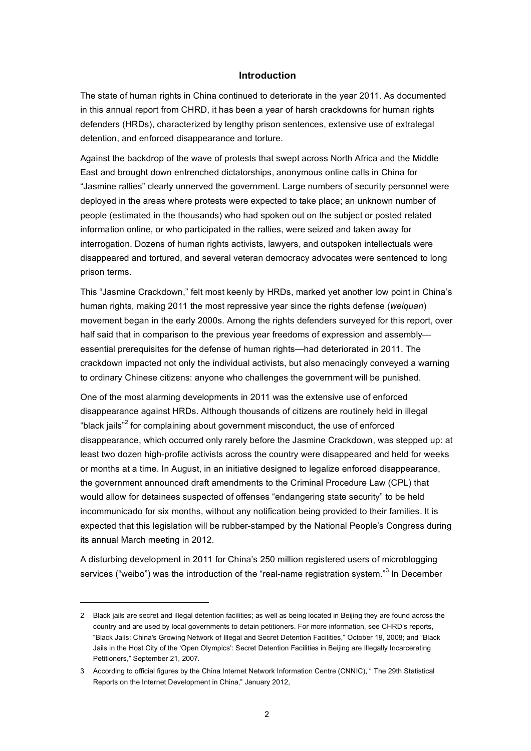## Introduction

The state of human rights in China continued to deteriorate in the year 2011. As documented in this annual report from CHRD, it has been a year of harsh crackdowns for human rights defenders (HRDs), characterized by lengthy prison sentences, extensive use of extralegal detention, and enforced disappearance and torture.

Against the backdrop of the wave of protests that swept across North Africa and the Middle East and brought down entrenched dictatorships, anonymous online calls in China for "Jasmine rallies" clearly unnerved the government. Large numbers of security personnel were deployed in the areas where protests were expected to take place; an unknown number of people (estimated in the thousands) who had spoken out on the subject or posted related information online, or who participated in the rallies, were seized and taken away for interrogation. Dozens of human rights activists, lawyers, and outspoken intellectuals were disappeared and tortured, and several veteran democracy advocates were sentenced to long prison terms.

This "Jasmine Crackdown," felt most keenly by HRDs, marked yet another low point in China's human rights, making 2011 the most repressive year since the rights defense (*weiquan*) movement began in the early 2000s. Among the rights defenders surveyed for this report, over half said that in comparison to the previous year freedoms of expression and assembly—essential prerequisites for the defense of human rights—had deteriorated in 2011. The crackdown impacted not only the individual activists, but also menacingly conveyed a warning to ordinary Chinese citizens: anyone who challenges the government will be punished.

One of the most alarming developments in 2011 was the extensive use of enforced disappearance against HRDs. Although thousands of citizens are routinely held in illegal "black jails"[2] for complaining about government misconduct, the use of enforced disappearance, which occurred only rarely before the Jasmine Crackdown, was stepped up: at least two dozen high-profile activists across the country were disappeared and held for weeks or months at a time. In August, in an initiative designed to legalize enforced disappearance, the government announced draft amendments to the Criminal Procedure Law (CPL) that would allow for detainees suspected of offenses "endangering state security" to be held incommunicado for six months, without any notification being provided to their families. It is expected that this legislation will be rubber-stamped by the National People's Congress during its annual March meeting in 2012.

A disturbing development in 2011 for China's 250 million registered users of microblogging services ("weibo") was the introduction of the "real-name registration system."[3] In December

---

2 Black jails are secret and illegal detention facilities; as well as being located in Beijing they are found across the country and are used by local governments to detain petitioners. For more information, see CHRD's reports, "Black Jails: China's Growing Network of Illegal and Secret Detention Facilities," October 19, 2008; and "Black Jails in the Host City of the 'Open Olympics': Secret Detention Facilities in Beijing are Illegally Incarcerating Petitioners," September 21, 2007.

3 According to official figures by the China Internet Network Information Centre (CNNIC), " The 29th Statistical Reports on the Internet Development in China," January 2012,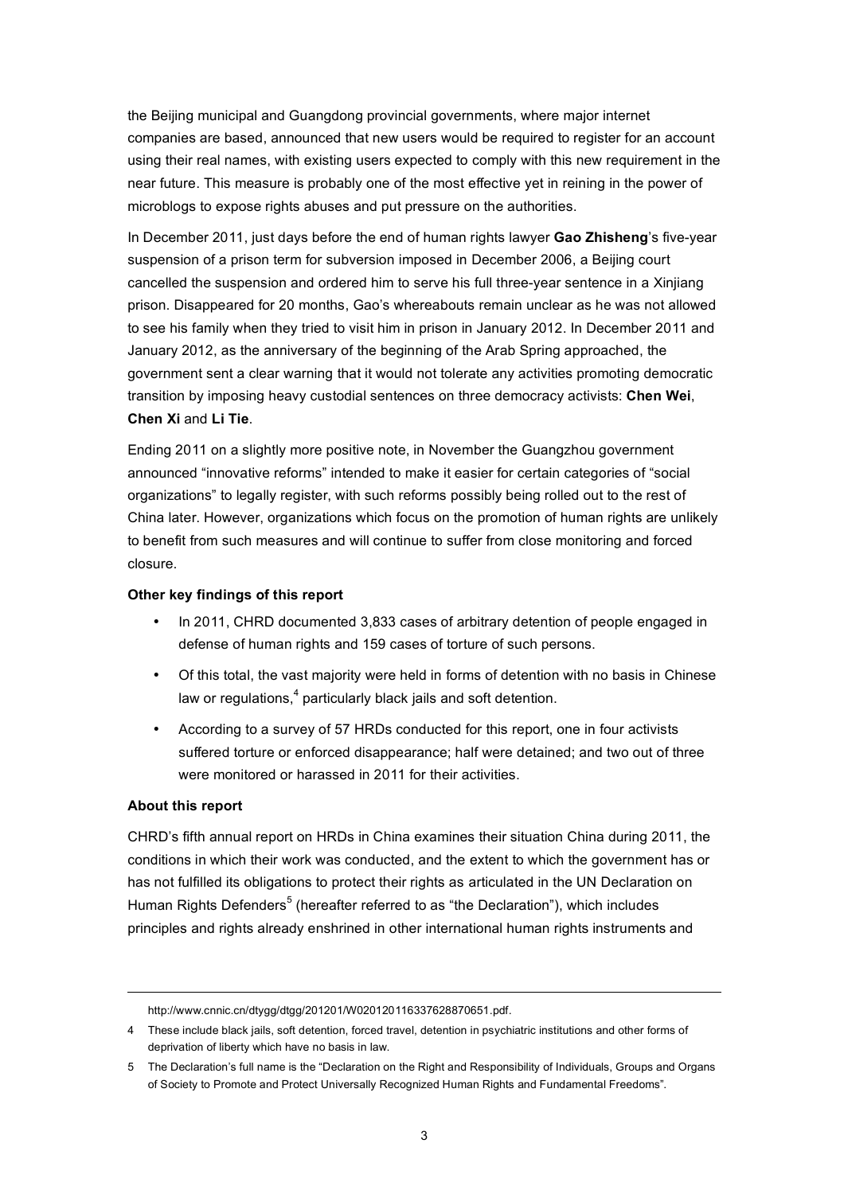the Beijing municipal and Guangdong provincial governments, where major internet companies are based, announced that new users would be required to register for an account using their real names, with existing users expected to comply with this new requirement in the near future. This measure is probably one of the most effective yet in reining in the power of microblogs to expose rights abuses and put pressure on the authorities.

In December 2011, just days before the end of human rights lawyer **Gao Zhisheng**'s five-year suspension of a prison term for subversion imposed in December 2006, a Beijing court cancelled the suspension and ordered him to serve his full three-year sentence in a Xinjiang prison. Disappeared for 20 months, Gao's whereabouts remain unclear as he was not allowed to see his family when they tried to visit him in prison in January 2012. In December 2011 and January 2012, as the anniversary of the beginning of the Arab Spring approached, the government sent a clear warning that it would not tolerate any activities promoting democratic transition by imposing heavy custodial sentences on three democracy activists: **Chen Wei**, **Chen Xi** and **Li Tie**.

Ending 2011 on a slightly more positive note, in November the Guangzhou government announced "innovative reforms" intended to make it easier for certain categories of "social organizations" to legally register, with such reforms possibly being rolled out to the rest of China later. However, organizations which focus on the promotion of human rights are unlikely to benefit from such measures and will continue to suffer from close monitoring and forced closure.

**Other key findings of this report**

- In 2011, CHRD documented 3,833 cases of arbitrary detention of people engaged in defense of human rights and 159 cases of torture of such persons.
- Of this total, the vast majority were held in forms of detention with no basis in Chinese law or regulations,[4] particularly black jails and soft detention.
- According to a survey of 57 HRDs conducted for this report, one in four activists suffered torture or enforced disappearance; half were detained; and two out of three were monitored or harassed in 2011 for their activities.

**About this report**

CHRD's fifth annual report on HRDs in China examines their situation China during 2011, the conditions in which their work was conducted, and the extent to which the government has or has not fulfilled its obligations to protect their rights as articulated in the UN Declaration on Human Rights Defenders[5] (hereafter referred to as "the Declaration"), which includes principles and rights already enshrined in other international human rights instruments and

---

http://www.cnnic.cn/dtygg/dtgg/201201/W020120116337628870651.pdf.

4 These include black jails, soft detention, forced travel, detention in psychiatric institutions and other forms of deprivation of liberty which have no basis in law.

5 The Declaration's full name is the "Declaration on the Right and Responsibility of Individuals, Groups and Organs of Society to Promote and Protect Universally Recognized Human Rights and Fundamental Freedoms".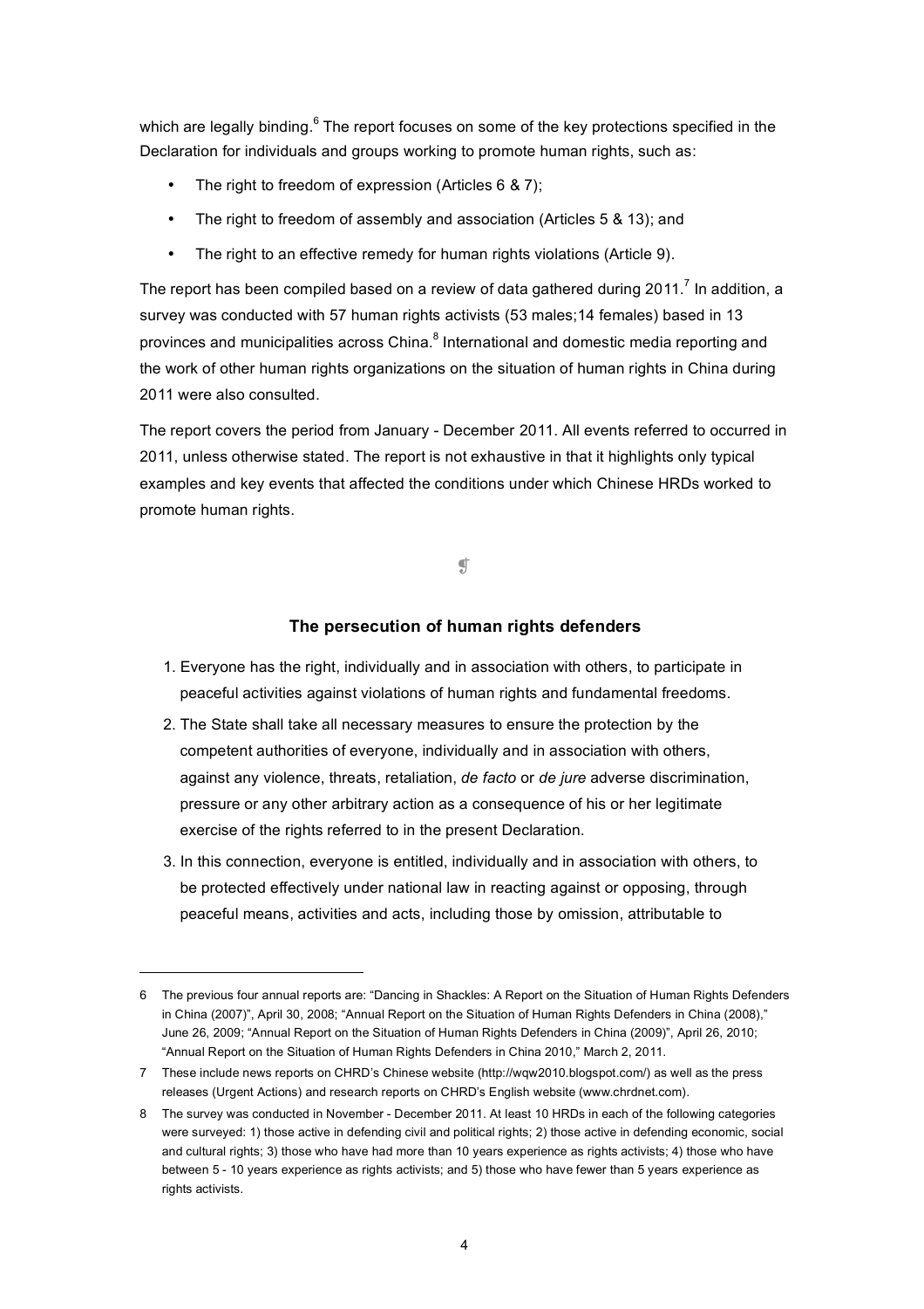which are legally binding.[6] The report focuses on some of the key protections specified in the Declaration for individuals and groups working to promote human rights, such as:

- The right to freedom of expression (Articles 6 & 7);
- The right to freedom of assembly and association (Articles 5 & 13); and
- The right to an effective remedy for human rights violations (Article 9).

The report has been compiled based on a review of data gathered during 2011.[7] In addition, a survey was conducted with 57 human rights activists (53 males;14 females) based in 13 provinces and municipalities across China.[8] International and domestic media reporting and the work of other human rights organizations on the situation of human rights in China during 2011 were also consulted.

The report covers the period from January - December 2011. All events referred to occurred in 2011, unless otherwise stated. The report is not exhaustive in that it highlights only typical examples and key events that affected the conditions under which Chinese HRDs worked to promote human rights.

¶

### The persecution of human rights defenders

1. Everyone has the right, individually and in association with others, to participate in peaceful activities against violations of human rights and fundamental freedoms.
2. The State shall take all necessary measures to ensure the protection by the competent authorities of everyone, individually and in association with others, against any violence, threats, retaliation, *de facto* or *de jure* adverse discrimination, pressure or any other arbitrary action as a consequence of his or her legitimate exercise of the rights referred to in the present Declaration.
3. In this connection, everyone is entitled, individually and in association with others, to be protected effectively under national law in reacting against or opposing, through peaceful means, activities and acts, including those by omission, attributable to

---

6 The previous four annual reports are: "Dancing in Shackles: A Report on the Situation of Human Rights Defenders in China (2007)", April 30, 2008; "Annual Report on the Situation of Human Rights Defenders in China (2008)," June 26, 2009; "Annual Report on the Situation of Human Rights Defenders in China (2009)", April 26, 2010; "Annual Report on the Situation of Human Rights Defenders in China 2010," March 2, 2011.

7 These include news reports on CHRD's Chinese website (http://wqw2010.blogspot.com/) as well as the press releases (Urgent Actions) and research reports on CHRD's English website (www.chrdnet.com).

8 The survey was conducted in November - December 2011. At least 10 HRDs in each of the following categories were surveyed: 1) those active in defending civil and political rights; 2) those active in defending economic, social and cultural rights; 3) those who have had more than 10 years experience as rights activists; 4) those who have between 5 - 10 years experience as rights activists; and 5) those who have fewer than 5 years experience as rights activists.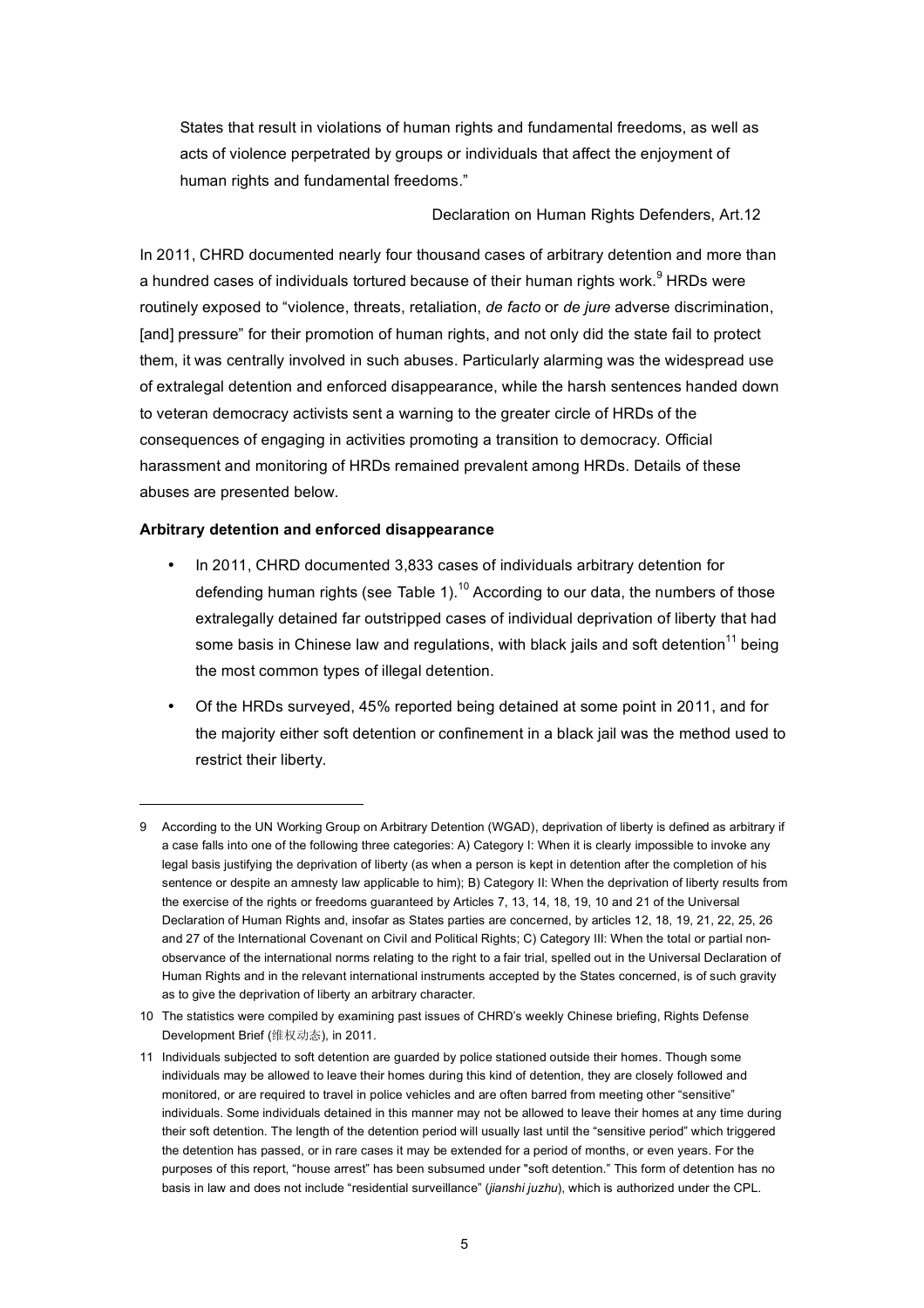> States that result in violations of human rights and fundamental freedoms, as well as acts of violence perpetrated by groups or individuals that affect the enjoyment of human rights and fundamental freedoms."
>
> Declaration on Human Rights Defenders, Art.12

In 2011, CHRD documented nearly four thousand cases of arbitrary detention and more than a hundred cases of individuals tortured because of their human rights work.[9] HRDs were routinely exposed to "violence, threats, retaliation, *de facto* or *de jure* adverse discrimination, [and] pressure" for their promotion of human rights, and not only did the state fail to protect them, it was centrally involved in such abuses. Particularly alarming was the widespread use of extralegal detention and enforced disappearance, while the harsh sentences handed down to veteran democracy activists sent a warning to the greater circle of HRDs of the consequences of engaging in activities promoting a transition to democracy. Official harassment and monitoring of HRDs remained prevalent among HRDs. Details of these abuses are presented below.

**Arbitrary detention and enforced disappearance**

- In 2011, CHRD documented 3,833 cases of individuals arbitrary detention for defending human rights (see Table 1).[10] According to our data, the numbers of those extralegally detained far outstripped cases of individual deprivation of liberty that had some basis in Chinese law and regulations, with black jails and soft detention[11] being the most common types of illegal detention.
- Of the HRDs surveyed, 45% reported being detained at some point in 2011, and for the majority either soft detention or confinement in a black jail was the method used to restrict their liberty.

---

9 According to the UN Working Group on Arbitrary Detention (WGAD), deprivation of liberty is defined as arbitrary if a case falls into one of the following three categories: A) Category I: When it is clearly impossible to invoke any legal basis justifying the deprivation of liberty (as when a person is kept in detention after the completion of his sentence or despite an amnesty law applicable to him); B) Category II: When the deprivation of liberty results from the exercise of the rights or freedoms guaranteed by Articles 7, 13, 14, 18, 19, 10 and 21 of the Universal Declaration of Human Rights and, insofar as States parties are concerned, by articles 12, 18, 19, 21, 22, 25, 26 and 27 of the International Covenant on Civil and Political Rights; C) Category III: When the total or partial non-observance of the international norms relating to the right to a fair trial, spelled out in the Universal Declaration of Human Rights and in the relevant international instruments accepted by the States concerned, is of such gravity as to give the deprivation of liberty an arbitrary character.

10 The statistics were compiled by examining past issues of CHRD's weekly Chinese briefing, Rights Defense Development Brief (维权动态), in 2011.

11 Individuals subjected to soft detention are guarded by police stationed outside their homes. Though some individuals may be allowed to leave their homes during this kind of detention, they are closely followed and monitored, or are required to travel in police vehicles and are often barred from meeting other "sensitive" individuals. Some individuals detained in this manner may not be allowed to leave their homes at any time during their soft detention. The length of the detention period will usually last until the "sensitive period" which triggered the detention has passed, or in rare cases it may be extended for a period of months, or even years. For the purposes of this report, "house arrest" has been subsumed under "soft detention." This form of detention has no basis in law and does not include "residential surveillance" (*jianshi juzhu*), which is authorized under the CPL.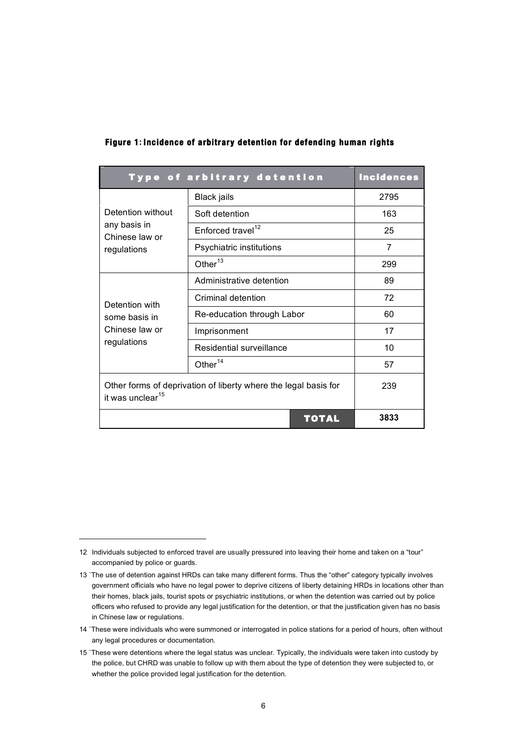**Figure 1: Incidence of arbitrary detention for defending human rights**

| Type of arbitrary detention | | Incidences |
|---|---|---|
| Detention without any basis in Chinese law or regulations | Black jails | 2795 |
| | Soft detention | 163 |
| | Enforced travel[12] | 25 |
| | Psychiatric institutions | 7 |
| | Other[13] | 299 |
| Detention with some basis in Chinese law or regulations | Administrative detention | 89 |
| | Criminal detention | 72 |
| | Re-education through Labor | 60 |
| | Imprisonment | 17 |
| | Residential surveillance | 10 |
| | Other[14] | 57 |
| Other forms of deprivation of liberty where the legal basis for it was unclear[15] | | 239 |
| | **TOTAL** | **3833** |

12 Individuals subjected to enforced travel are usually pressured into leaving their home and taken on a "tour" accompanied by police or guards.

13 `The use of detention against HRDs can take many different forms. Thus the "other" category typically involves government officials who have no legal power to deprive citizens of liberty detaining HRDs in locations other than their homes, black jails, tourist spots or psychiatric institutions, or when the detention was carried out by police officers who refused to provide any legal justification for the detention, or that the justification given has no basis in Chinese law or regulations.

14 `These were individuals who were summoned or interrogated in police stations for a period of hours, often without any legal procedures or documentation.

15 `These were detentions where the legal status was unclear. Typically, the individuals were taken into custody by the police, but CHRD was unable to follow up with them about the type of detention they were subjected to, or whether the police provided legal justification for the detention.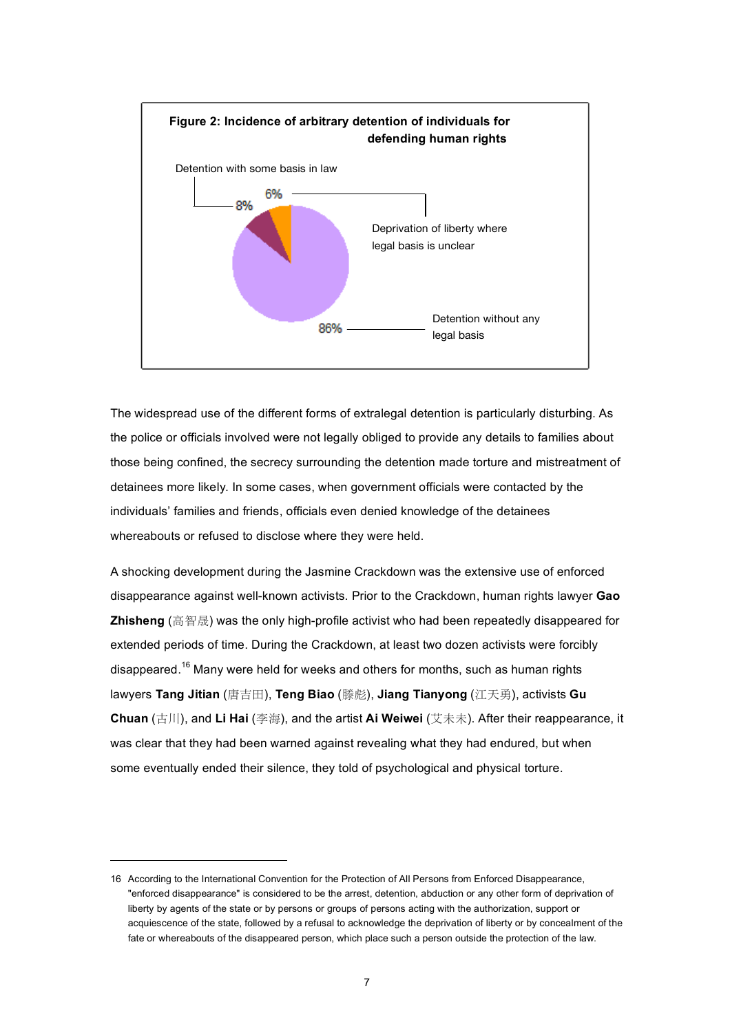**Figure 2: Incidence of arbitrary detention of individuals for defending human rights**

Detention with some basis in law — 8%

Deprivation of liberty where legal basis is unclear — 6%

Detention without any legal basis — 86%

The widespread use of the different forms of extralegal detention is particularly disturbing. As the police or officials involved were not legally obliged to provide any details to families about those being confined, the secrecy surrounding the detention made torture and mistreatment of detainees more likely. In some cases, when government officials were contacted by the individuals' families and friends, officials even denied knowledge of the detainees whereabouts or refused to disclose where they were held.

A shocking development during the Jasmine Crackdown was the extensive use of enforced disappearance against well-known activists. Prior to the Crackdown, human rights lawyer **Gao Zhisheng** (高智晟) was the only high-profile activist who had been repeatedly disappeared for extended periods of time. During the Crackdown, at least two dozen activists were forcibly disappeared.[16] Many were held for weeks and others for months, such as human rights lawyers **Tang Jitian** (唐吉田), **Teng Biao** (滕彪), **Jiang Tianyong** (江天勇), activists **Gu Chuan** (古川), and **Li Hai** (李海), and the artist **Ai Weiwei** (艾未未). After their reappearance, it was clear that they had been warned against revealing what they had endured, but when some eventually ended their silence, they told of psychological and physical torture.

---

16 According to the International Convention for the Protection of All Persons from Enforced Disappearance, "enforced disappearance" is considered to be the arrest, detention, abduction or any other form of deprivation of liberty by agents of the state or by persons or groups of persons acting with the authorization, support or acquiescence of the state, followed by a refusal to acknowledge the deprivation of liberty or by concealment of the fate or whereabouts of the disappeared person, which place such a person outside the protection of the law.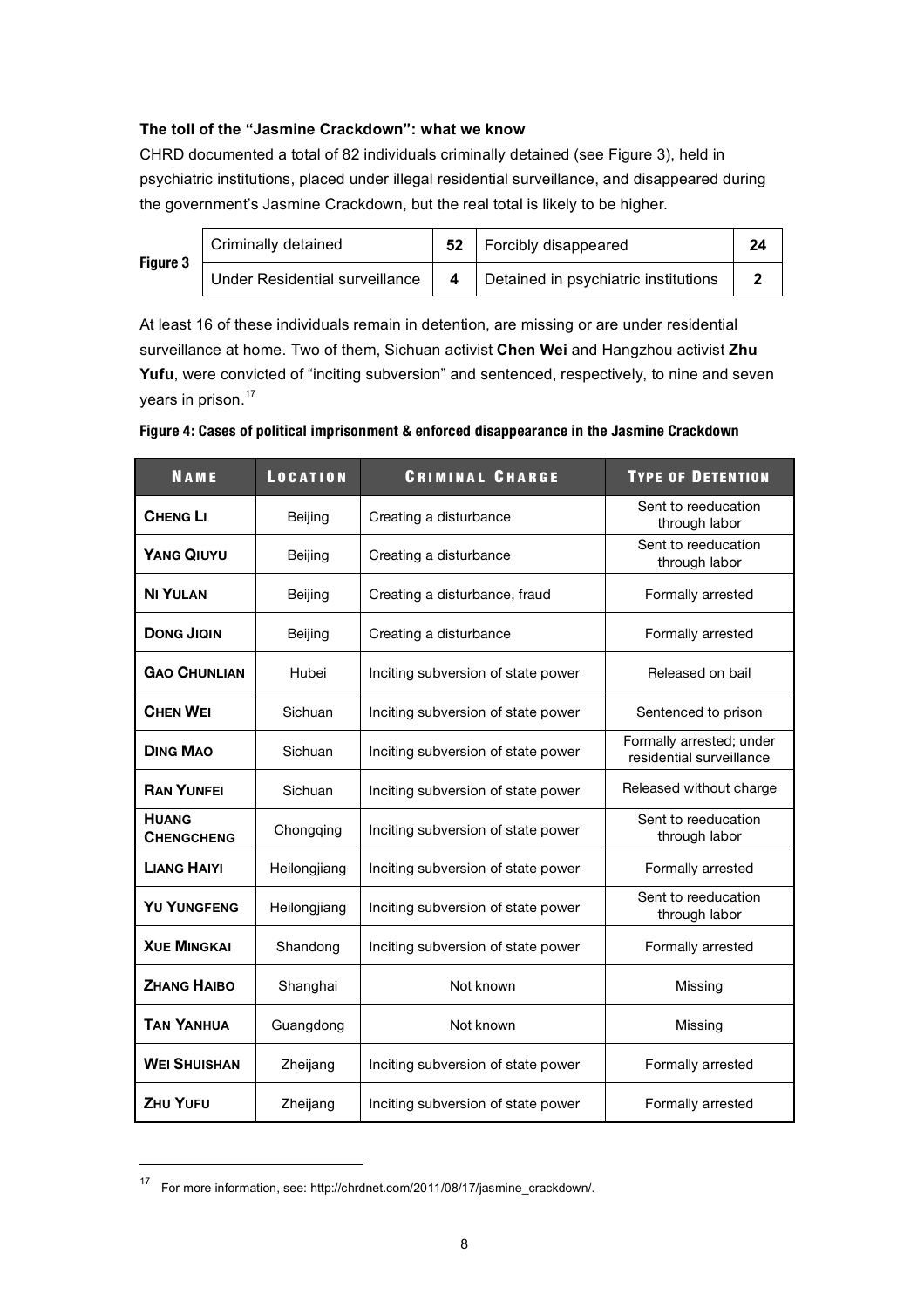### The toll of the "Jasmine Crackdown": what we know

CHRD documented a total of 82 individuals criminally detained (see Figure 3), held in psychiatric institutions, placed under illegal residential surveillance, and disappeared during the government's Jasmine Crackdown, but the real total is likely to be higher.

**Figure 3**

| | | | |
|---|---|---|---|
| Criminally detained | **52** | Forcibly disappeared | **24** |
| Under Residential surveillance | **4** | Detained in psychiatric institutions | **2** |

At least 16 of these individuals remain in detention, are missing or are under residential surveillance at home. Two of them, Sichuan activist **Chen Wei** and Hangzhou activist **Zhu Yufu**, were convicted of "inciting subversion" and sentenced, respectively, to nine and seven years in prison.[17]

**Figure 4: Cases of political imprisonment & enforced disappearance in the Jasmine Crackdown**

| Name | Location | Criminal Charge | Type of Detention |
|---|---|---|---|
| **Cheng Li** | Beijing | Creating a disturbance | Sent to reeducation through labor |
| **Yang Qiuyu** | Beijing | Creating a disturbance | Sent to reeducation through labor |
| **Ni Yulan** | Beijing | Creating a disturbance, fraud | Formally arrested |
| **Dong Jiqin** | Beijing | Creating a disturbance | Formally arrested |
| **Gao Chunlian** | Hubei | Inciting subversion of state power | Released on bail |
| **Chen Wei** | Sichuan | Inciting subversion of state power | Sentenced to prison |
| **Ding Mao** | Sichuan | Inciting subversion of state power | Formally arrested; under residential surveillance |
| **Ran Yunfei** | Sichuan | Inciting subversion of state power | Released without charge |
| **Huang Chengcheng** | Chongqing | Inciting subversion of state power | Sent to reeducation through labor |
| **Liang Haiyi** | Heilongjiang | Inciting subversion of state power | Formally arrested |
| **Yu Yungfeng** | Heilongjiang | Inciting subversion of state power | Sent to reeducation through labor |
| **Xue Mingkai** | Shandong | Inciting subversion of state power | Formally arrested |
| **Zhang Haibo** | Shanghai | Not known | Missing |
| **Tan Yanhua** | Guangdong | Not known | Missing |
| **Wei Shuishan** | Zheijang | Inciting subversion of state power | Formally arrested |
| **Zhu Yufu** | Zheijang | Inciting subversion of state power | Formally arrested |

[17] For more information, see: http://chrdnet.com/2011/08/17/jasmine_crackdown/.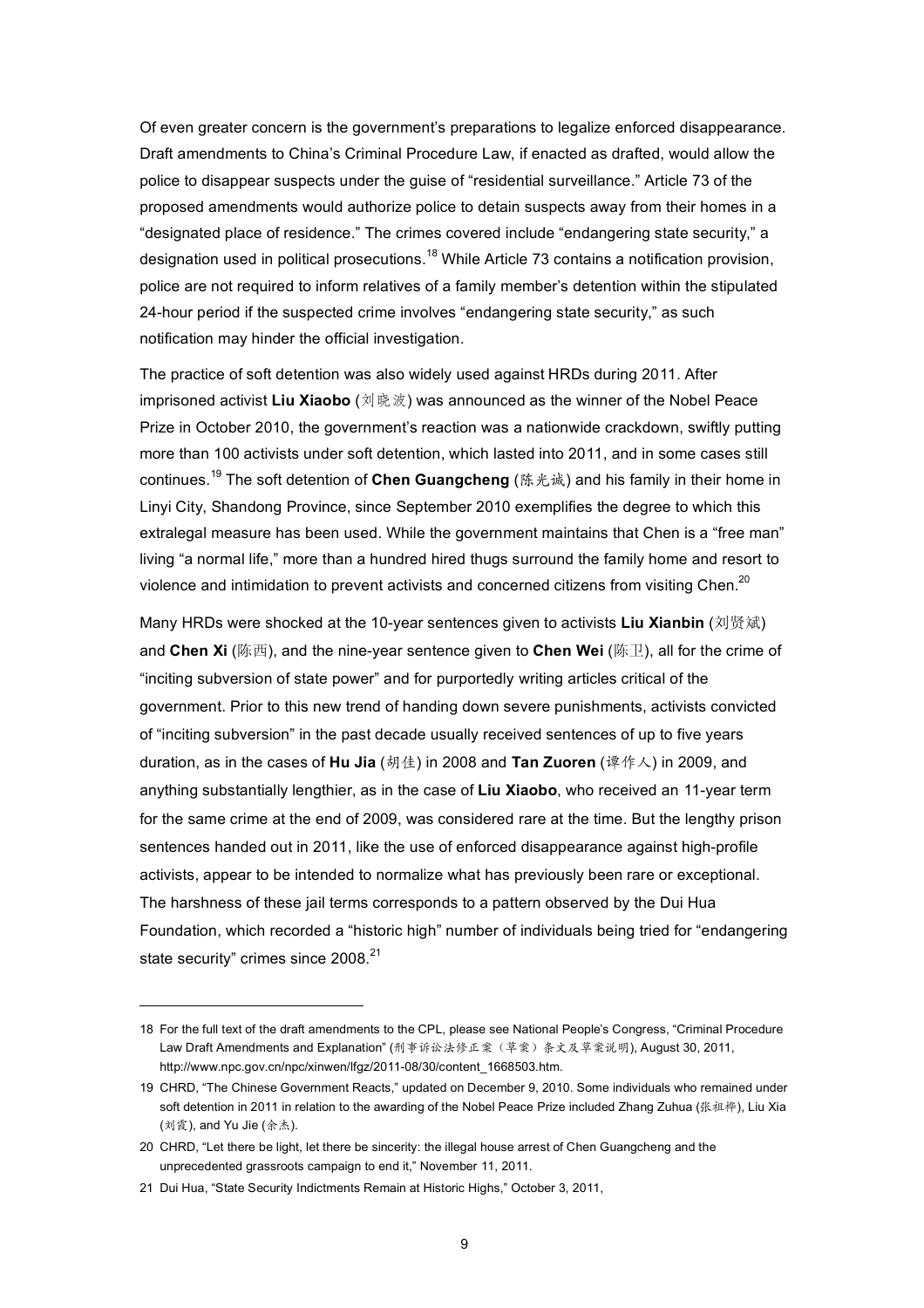Of even greater concern is the government's preparations to legalize enforced disappearance. Draft amendments to China's Criminal Procedure Law, if enacted as drafted, would allow the police to disappear suspects under the guise of "residential surveillance." Article 73 of the proposed amendments would authorize police to detain suspects away from their homes in a "designated place of residence." The crimes covered include "endangering state security," a designation used in political prosecutions.[18] While Article 73 contains a notification provision, police are not required to inform relatives of a family member's detention within the stipulated 24-hour period if the suspected crime involves "endangering state security," as such notification may hinder the official investigation.

The practice of soft detention was also widely used against HRDs during 2011. After imprisoned activist **Liu Xiaobo** (刘晓波) was announced as the winner of the Nobel Peace Prize in October 2010, the government's reaction was a nationwide crackdown, swiftly putting more than 100 activists under soft detention, which lasted into 2011, and in some cases still continues.[19] The soft detention of **Chen Guangcheng** (陈光诚) and his family in their home in Linyi City, Shandong Province, since September 2010 exemplifies the degree to which this extralegal measure has been used. While the government maintains that Chen is a "free man" living "a normal life," more than a hundred hired thugs surround the family home and resort to violence and intimidation to prevent activists and concerned citizens from visiting Chen.[20]

Many HRDs were shocked at the 10-year sentences given to activists **Liu Xianbin** (刘贤斌) and **Chen Xi** (陈西), and the nine-year sentence given to **Chen Wei** (陈卫), all for the crime of "inciting subversion of state power" and for purportedly writing articles critical of the government. Prior to this new trend of handing down severe punishments, activists convicted of "inciting subversion" in the past decade usually received sentences of up to five years duration, as in the cases of **Hu Jia** (胡佳) in 2008 and **Tan Zuoren** (谭作人) in 2009, and anything substantially lengthier, as in the case of **Liu Xiaobo**, who received an 11-year term for the same crime at the end of 2009, was considered rare at the time. But the lengthy prison sentences handed out in 2011, like the use of enforced disappearance against high-profile activists, appear to be intended to normalize what has previously been rare or exceptional. The harshness of these jail terms corresponds to a pattern observed by the Dui Hua Foundation, which recorded a "historic high" number of individuals being tried for "endangering state security" crimes since 2008.[21]

---

18 For the full text of the draft amendments to the CPL, please see National People's Congress, "Criminal Procedure Law Draft Amendments and Explanation" (刑事诉讼法修正案（草案）条文及草案说明), August 30, 2011, http://www.npc.gov.cn/npc/xinwen/lfgz/2011-08/30/content_1668503.htm.

19 CHRD, "The Chinese Government Reacts," updated on December 9, 2010. Some individuals who remained under soft detention in 2011 in relation to the awarding of the Nobel Peace Prize included Zhang Zuhua (张祖桦), Liu Xia (刘霞), and Yu Jie (余杰).

20 CHRD, "Let there be light, let there be sincerity: the illegal house arrest of Chen Guangcheng and the unprecedented grassroots campaign to end it," November 11, 2011.

21 Dui Hua, "State Security Indictments Remain at Historic Highs," October 3, 2011,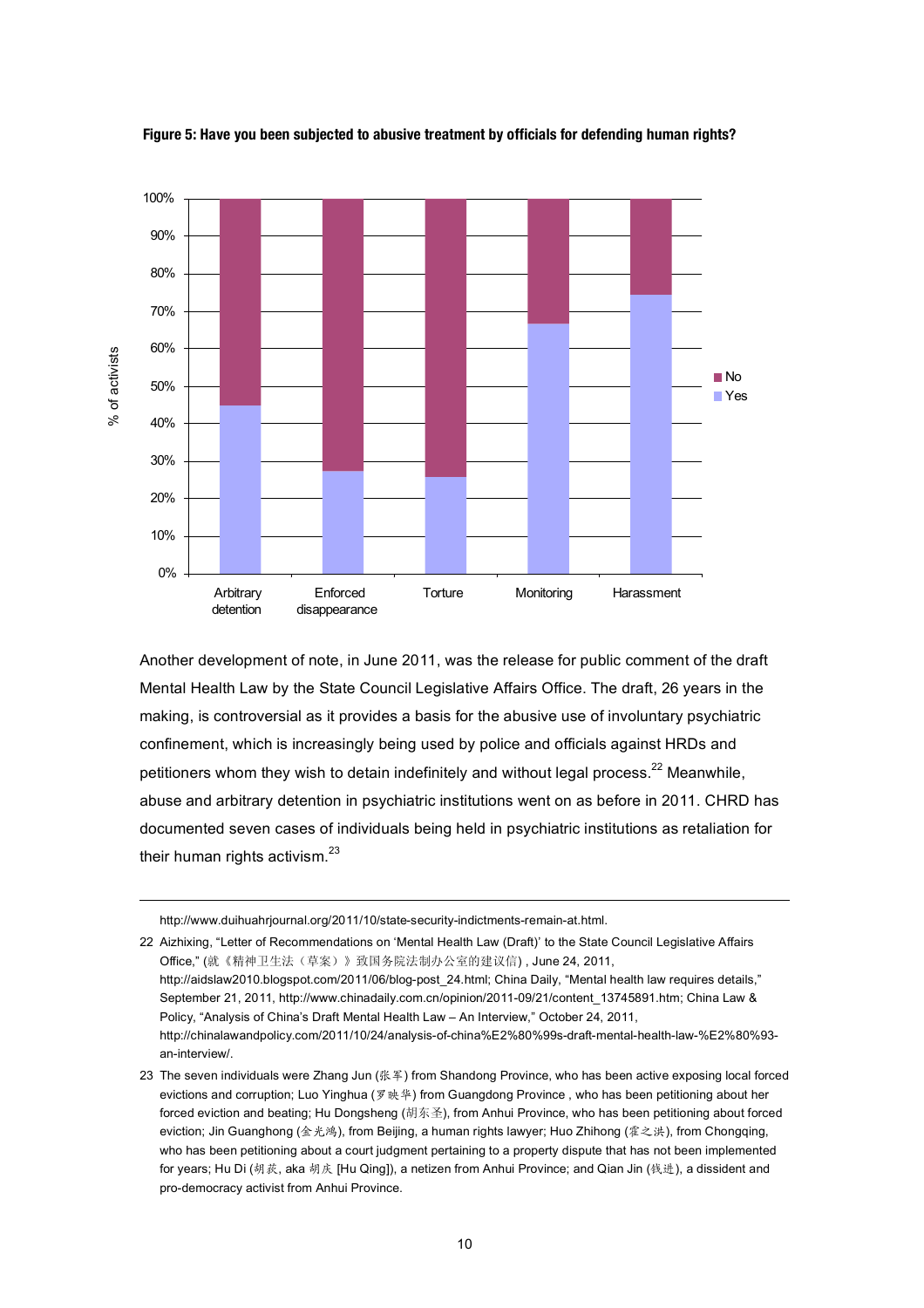**Figure 5: Have you been subjected to abusive treatment by officials for defending human rights?**

Another development of note, in June 2011, was the release for public comment of the draft Mental Health Law by the State Council Legislative Affairs Office. The draft, 26 years in the making, is controversial as it provides a basis for the abusive use of involuntary psychiatric confinement, which is increasingly being used by police and officials against HRDs and petitioners whom they wish to detain indefinitely and without legal process.[22] Meanwhile, abuse and arbitrary detention in psychiatric institutions went on as before in 2011. CHRD has documented seven cases of individuals being held in psychiatric institutions as retaliation for their human rights activism.[23]

---

http://www.duihuahrjournal.org/2011/10/state-security-indictments-remain-at.html.

22 Aizhixing, "Letter of Recommendations on 'Mental Health Law (Draft)' to the State Council Legislative Affairs Office," (就《精神卫生法（草案）》致国务院法制办公室的建议信) , June 24, 2011, http://aidslaw2010.blogspot.com/2011/06/blog-post_24.html; China Daily, "Mental health law requires details," September 21, 2011, http://www.chinadaily.com.cn/opinion/2011-09/21/content_13745891.htm; China Law & Policy, "Analysis of China's Draft Mental Health Law – An Interview," October 24, 2011, http://chinalawandpolicy.com/2011/10/24/analysis-of-china%E2%80%99s-draft-mental-health-law-%E2%80%93-an-interview/.

23 The seven individuals were Zhang Jun (张军) from Shandong Province, who has been active exposing local forced evictions and corruption; Luo Yinghua (罗映华) from Guangdong Province , who has been petitioning about her forced eviction and beating; Hu Dongsheng (胡东圣), from Anhui Province, who has been petitioning about forced eviction; Jin Guanghong (金光鸿), from Beijing, a human rights lawyer; Huo Zhihong (霍之洪), from Chongqing, who has been petitioning about a court judgment pertaining to a property dispute that has not been implemented for years; Hu Di (胡荻, aka 胡庆 [Hu Qing]), a netizen from Anhui Province; and Qian Jin (钱进), a dissident and pro-democracy activist from Anhui Province.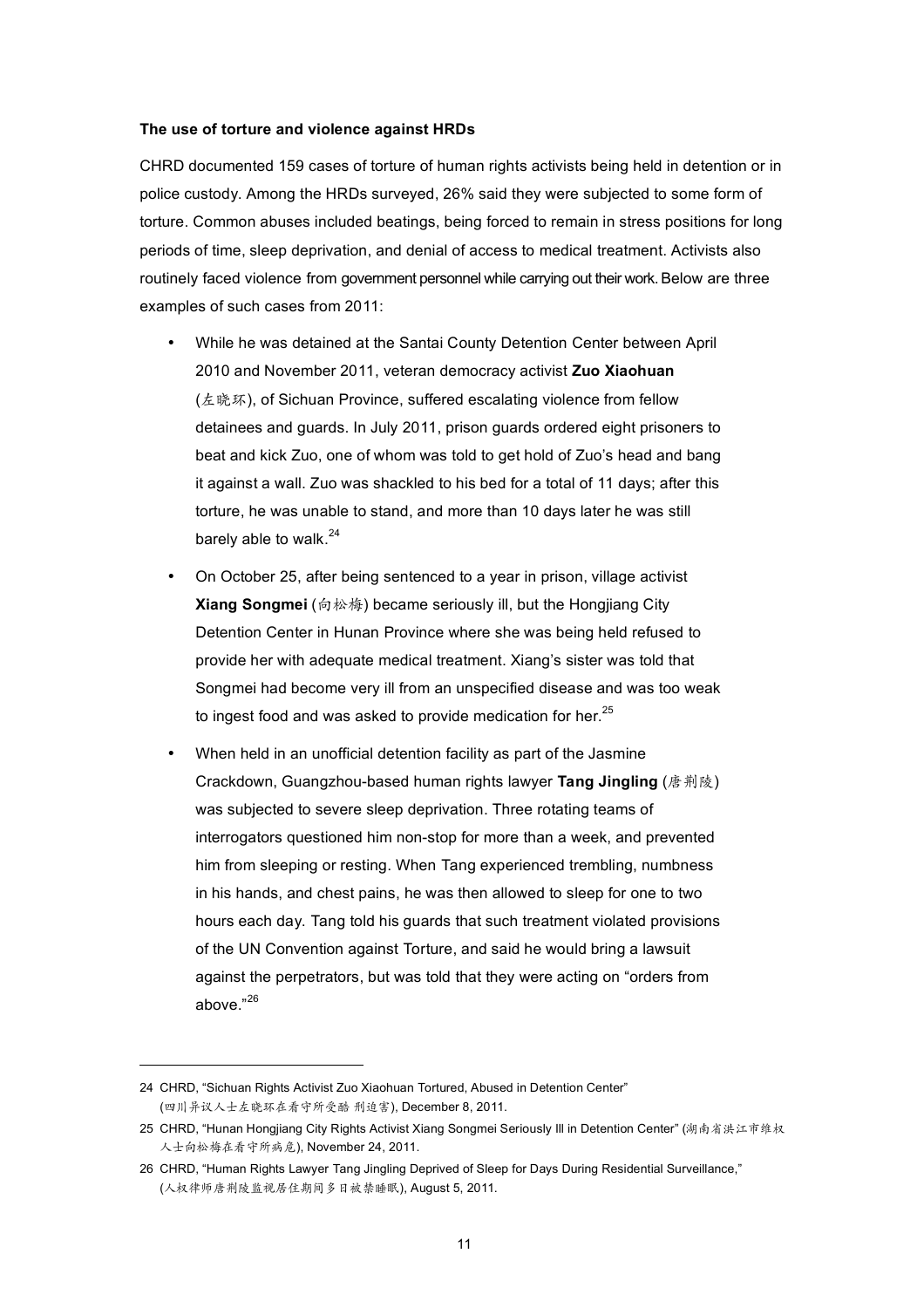**The use of torture and violence against HRDs**

CHRD documented 159 cases of torture of human rights activists being held in detention or in police custody. Among the HRDs surveyed, 26% said they were subjected to some form of torture. Common abuses included beatings, being forced to remain in stress positions for long periods of time, sleep deprivation, and denial of access to medical treatment. Activists also routinely faced violence from government personnel while carrying out their work. Below are three examples of such cases from 2011:

- While he was detained at the Santai County Detention Center between April 2010 and November 2011, veteran democracy activist **Zuo Xiaohuan** (左晓环), of Sichuan Province, suffered escalating violence from fellow detainees and guards. In July 2011, prison guards ordered eight prisoners to beat and kick Zuo, one of whom was told to get hold of Zuo's head and bang it against a wall. Zuo was shackled to his bed for a total of 11 days; after this torture, he was unable to stand, and more than 10 days later he was still barely able to walk.[24]
- On October 25, after being sentenced to a year in prison, village activist **Xiang Songmei** (向松梅) became seriously ill, but the Hongjiang City Detention Center in Hunan Province where she was being held refused to provide her with adequate medical treatment. Xiang's sister was told that Songmei had become very ill from an unspecified disease and was too weak to ingest food and was asked to provide medication for her.[25]
- When held in an unofficial detention facility as part of the Jasmine Crackdown, Guangzhou-based human rights lawyer **Tang Jingling** (唐荆陵) was subjected to severe sleep deprivation. Three rotating teams of interrogators questioned him non-stop for more than a week, and prevented him from sleeping or resting. When Tang experienced trembling, numbness in his hands, and chest pains, he was then allowed to sleep for one to two hours each day. Tang told his guards that such treatment violated provisions of the UN Convention against Torture, and said he would bring a lawsuit against the perpetrators, but was told that they were acting on "orders from above."[26]

---

24 CHRD, "Sichuan Rights Activist Zuo Xiaohuan Tortured, Abused in Detention Center" (四川异议人士左晓环在看守所受酷 刑迫害), December 8, 2011.

25 CHRD, "Hunan Hongjiang City Rights Activist Xiang Songmei Seriously Ill in Detention Center" (湖南省洪江市维权人士向松梅在看守所病危), November 24, 2011.

26 CHRD, "Human Rights Lawyer Tang Jingling Deprived of Sleep for Days During Residential Surveillance," (人权律师唐荆陵监视居住期间多日被禁睡眠), August 5, 2011.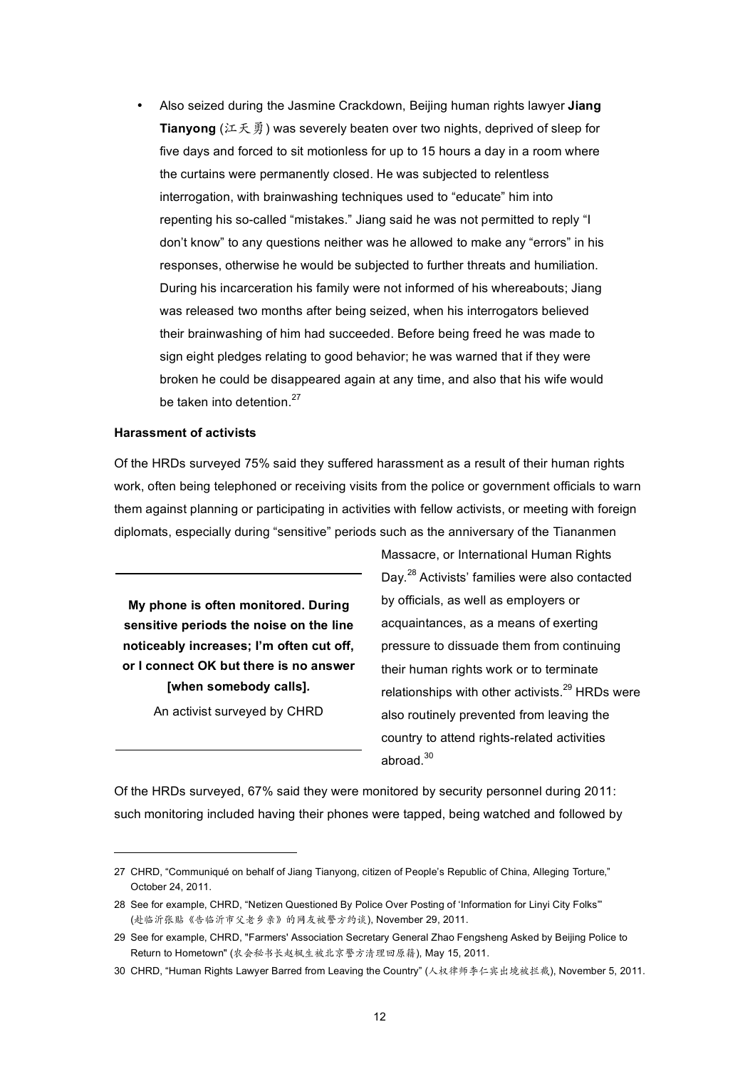- Also seized during the Jasmine Crackdown, Beijing human rights lawyer **Jiang Tianyong** (江天勇) was severely beaten over two nights, deprived of sleep for five days and forced to sit motionless for up to 15 hours a day in a room where the curtains were permanently closed. He was subjected to relentless interrogation, with brainwashing techniques used to "educate" him into repenting his so-called "mistakes." Jiang said he was not permitted to reply "I don't know" to any questions neither was he allowed to make any "errors" in his responses, otherwise he would be subjected to further threats and humiliation. During his incarceration his family were not informed of his whereabouts; Jiang was released two months after being seized, when his interrogators believed their brainwashing of him had succeeded. Before being freed he was made to sign eight pledges relating to good behavior; he was warned that if they were broken he could be disappeared again at any time, and also that his wife would be taken into detention.[27]

**Harassment of activists**

Of the HRDs surveyed 75% said they suffered harassment as a result of their human rights work, often being telephoned or receiving visits from the police or government officials to warn them against planning or participating in activities with fellow activists, or meeting with foreign diplomats, especially during "sensitive" periods such as the anniversary of the Tiananmen Massacre, or International Human Rights Day.[28] Activists' families were also contacted by officials, as well as employers or acquaintances, as a means of exerting pressure to dissuade them from continuing their human rights work or to terminate relationships with other activists.[29] HRDs were also routinely prevented from leaving the country to attend rights-related activities abroad.[30]

> **My phone is often monitored. During sensitive periods the noise on the line noticeably increases; I'm often cut off, or I connect OK but there is no answer [when somebody calls].**
>
> An activist surveyed by CHRD

Of the HRDs surveyed, 67% said they were monitored by security personnel during 2011: such monitoring included having their phones were tapped, being watched and followed by

---

27 CHRD, "Communiqué on behalf of Jiang Tianyong, citizen of People's Republic of China, Alleging Torture," October 24, 2011.

28 See for example, CHRD, "Netizen Questioned By Police Over Posting of 'Information for Linyi City Folks'" (赴临沂张贴《告临沂市父老乡亲》的网友被警方约谈), November 29, 2011.

29 See for example, CHRD, "Farmers' Association Secretary General Zhao Fengsheng Asked by Beijing Police to Return to Hometown" (农会秘书长赵枫生被北京警方清理回原籍), May 15, 2011.

30 CHRD, "Human Rights Lawyer Barred from Leaving the Country" (人权律师李仁宾出境被拦截), November 5, 2011.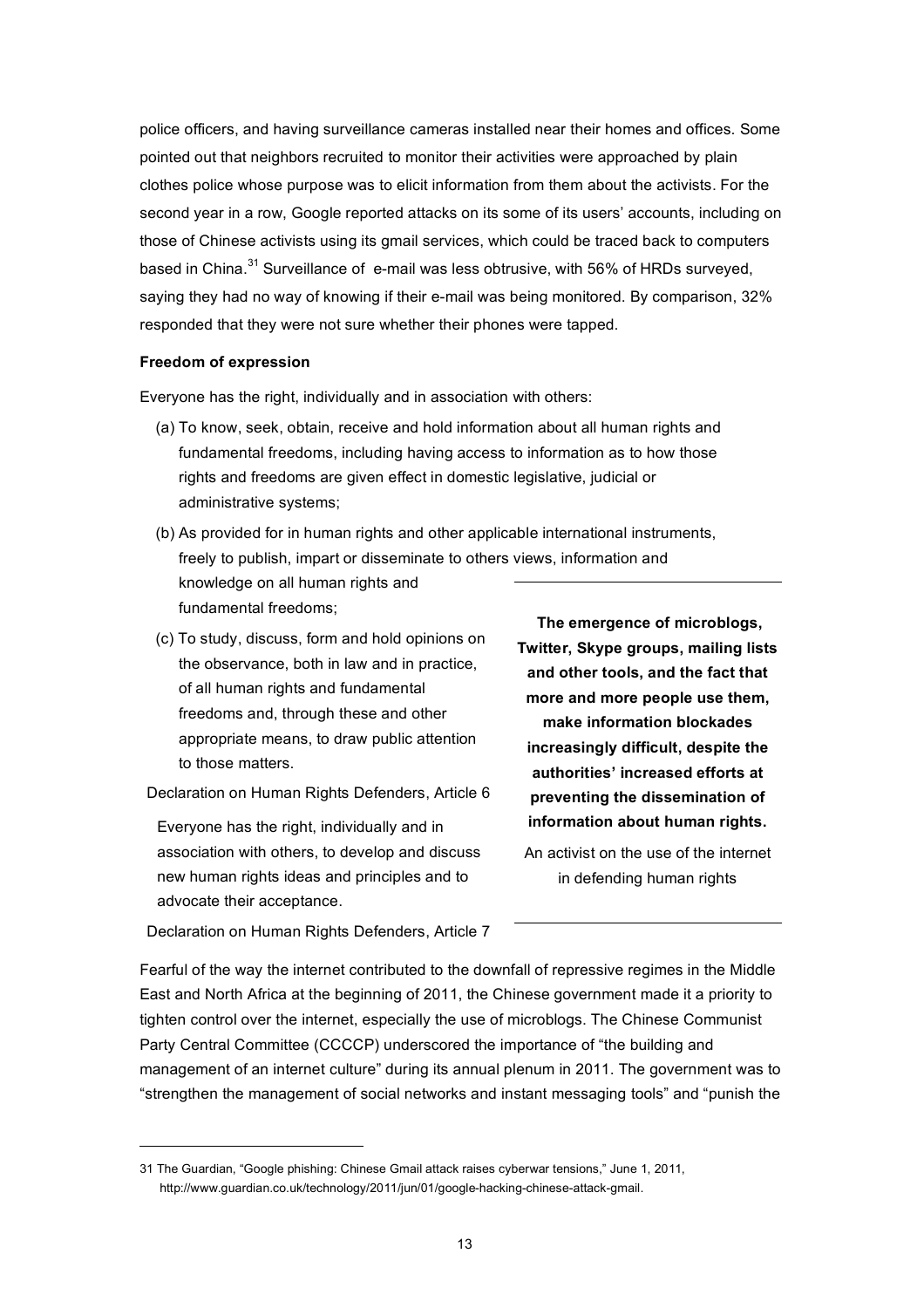police officers, and having surveillance cameras installed near their homes and offices. Some pointed out that neighbors recruited to monitor their activities were approached by plain clothes police whose purpose was to elicit information from them about the activists. For the second year in a row, Google reported attacks on its some of its users' accounts, including on those of Chinese activists using its gmail services, which could be traced back to computers based in China.[31] Surveillance of e-mail was less obtrusive, with 56% of HRDs surveyed, saying they had no way of knowing if their e-mail was being monitored. By comparison, 32% responded that they were not sure whether their phones were tapped.

**Freedom of expression**

Everyone has the right, individually and in association with others:

(a) To know, seek, obtain, receive and hold information about all human rights and fundamental freedoms, including having access to information as to how those rights and freedoms are given effect in domestic legislative, judicial or administrative systems;

(b) As provided for in human rights and other applicable international instruments, freely to publish, impart or disseminate to others views, information and knowledge on all human rights and fundamental freedoms;

(c) To study, discuss, form and hold opinions on the observance, both in law and in practice, of all human rights and fundamental freedoms and, through these and other appropriate means, to draw public attention to those matters.

Declaration on Human Rights Defenders, Article 6

Everyone has the right, individually and in association with others, to develop and discuss new human rights ideas and principles and to advocate their acceptance.

Declaration on Human Rights Defenders, Article 7

**The emergence of microblogs, Twitter, Skype groups, mailing lists and other tools, and the fact that more and more people use them, make information blockades increasingly difficult, despite the authorities' increased efforts at preventing the dissemination of information about human rights.**

An activist on the use of the internet in defending human rights

Fearful of the way the internet contributed to the downfall of repressive regimes in the Middle East and North Africa at the beginning of 2011, the Chinese government made it a priority to tighten control over the internet, especially the use of microblogs. The Chinese Communist Party Central Committee (CCCCP) underscored the importance of "the building and management of an internet culture" during its annual plenum in 2011. The government was to "strengthen the management of social networks and instant messaging tools" and "punish the

31 The Guardian, "Google phishing: Chinese Gmail attack raises cyberwar tensions," June 1, 2011, http://www.guardian.co.uk/technology/2011/jun/01/google-hacking-chinese-attack-gmail.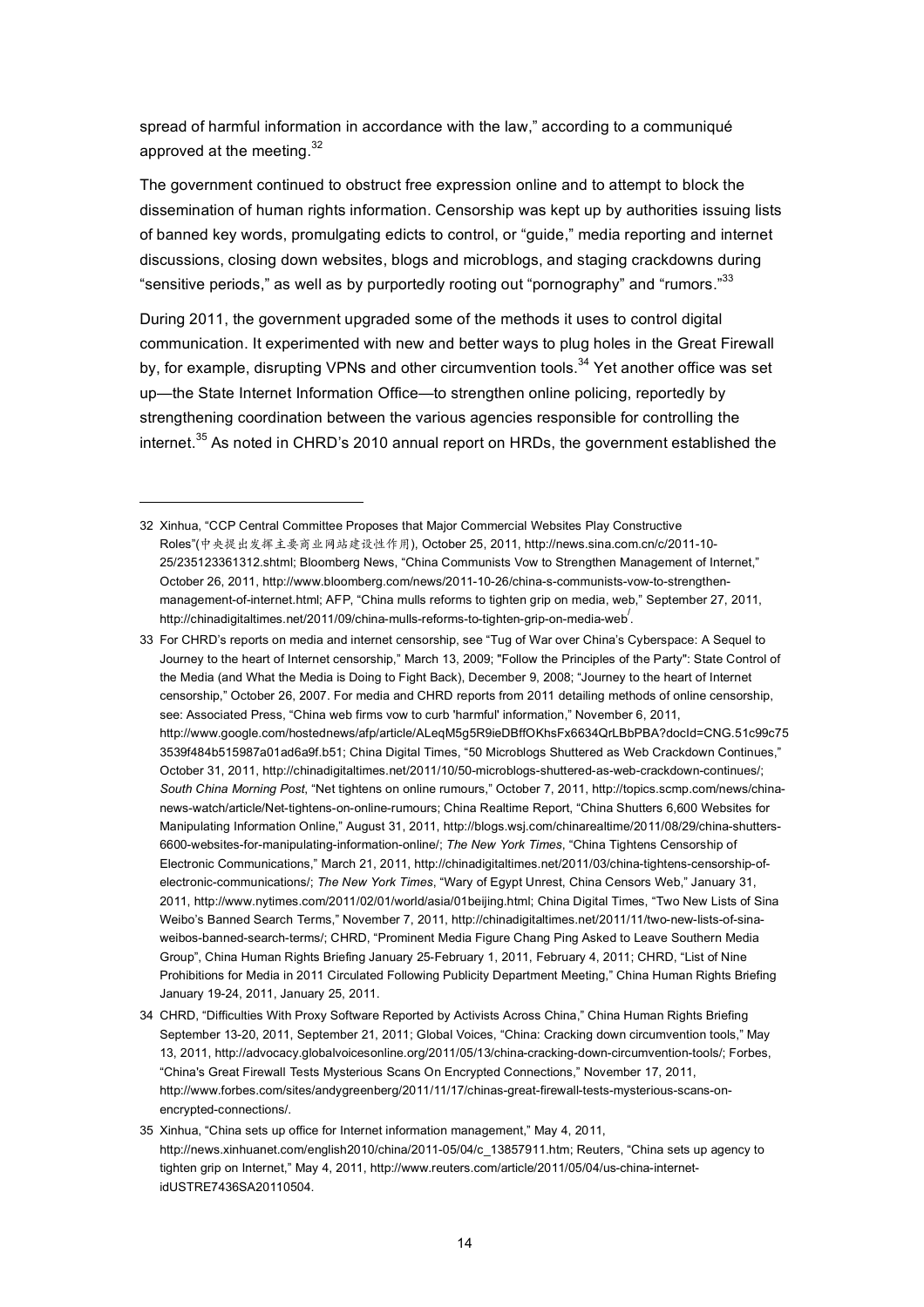spread of harmful information in accordance with the law," according to a communiqué approved at the meeting.[32]

The government continued to obstruct free expression online and to attempt to block the dissemination of human rights information. Censorship was kept up by authorities issuing lists of banned key words, promulgating edicts to control, or "guide," media reporting and internet discussions, closing down websites, blogs and microblogs, and staging crackdowns during "sensitive periods," as well as by purportedly rooting out "pornography" and "rumors."[33]

During 2011, the government upgraded some of the methods it uses to control digital communication. It experimented with new and better ways to plug holes in the Great Firewall by, for example, disrupting VPNs and other circumvention tools.[34] Yet another office was set up—the State Internet Information Office—to strengthen online policing, reportedly by strengthening coordination between the various agencies responsible for controlling the internet.[35] As noted in CHRD's 2010 annual report on HRDs, the government established the

---

32 Xinhua, "CCP Central Committee Proposes that Major Commercial Websites Play Constructive Roles"(中央提出发挥主要商业网站建设性作用), October 25, 2011, http://news.sina.com.cn/c/2011-10-25/235123361312.shtml; Bloomberg News, "China Communists Vow to Strengthen Management of Internet," October 26, 2011, http://www.bloomberg.com/news/2011-10-26/china-s-communists-vow-to-strengthen-management-of-internet.html; AFP, "China mulls reforms to tighten grip on media, web," September 27, 2011, http://chinadigitaltimes.net/2011/09/china-mulls-reforms-to-tighten-grip-on-media-web/.

33 For CHRD's reports on media and internet censorship, see "Tug of War over China's Cyberspace: A Sequel to Journey to the heart of Internet censorship," March 13, 2009; "Follow the Principles of the Party": State Control of the Media (and What the Media is Doing to Fight Back), December 9, 2008; "Journey to the heart of Internet censorship," October 26, 2007. For media and CHRD reports from 2011 detailing methods of online censorship, see: Associated Press, "China web firms vow to curb 'harmful' information," November 6, 2011, http://www.google.com/hostednews/afp/article/ALeqM5g5R9ieDBffOKhsFx6634QrLBbPBA?docId=CNG.51c99c753539f484b515987a01ad6a9f.b51; China Digital Times, "50 Microblogs Shuttered as Web Crackdown Continues," October 31, 2011, http://chinadigitaltimes.net/2011/10/50-microblogs-shuttered-as-web-crackdown-continues/; *South China Morning Post*, "Net tightens on online rumours," October 7, 2011, http://topics.scmp.com/news/china-news-watch/article/Net-tightens-on-online-rumours; China Realtime Report, "China Shutters 6,600 Websites for Manipulating Information Online," August 31, 2011, http://blogs.wsj.com/chinarealtime/2011/08/29/china-shutters-6600-websites-for-manipulating-information-online/; *The New York Times*, "China Tightens Censorship of Electronic Communications," March 21, 2011, http://chinadigitaltimes.net/2011/03/china-tightens-censorship-of-electronic-communications/; *The New York Times*, "Wary of Egypt Unrest, China Censors Web," January 31, 2011, http://www.nytimes.com/2011/02/01/world/asia/01beijing.html; China Digital Times, "Two New Lists of Sina Weibo's Banned Search Terms," November 7, 2011, http://chinadigitaltimes.net/2011/11/two-new-lists-of-sina-weibos-banned-search-terms/; CHRD, "Prominent Media Figure Chang Ping Asked to Leave Southern Media Group", China Human Rights Briefing January 25-February 1, 2011, February 4, 2011; CHRD, "List of Nine Prohibitions for Media in 2011 Circulated Following Publicity Department Meeting," China Human Rights Briefing January 19-24, 2011, January 25, 2011.

34 CHRD, "Difficulties With Proxy Software Reported by Activists Across China," China Human Rights Briefing September 13-20, 2011, September 21, 2011; Global Voices, "China: Cracking down circumvention tools," May 13, 2011, http://advocacy.globalvoicesonline.org/2011/05/13/china-cracking-down-circumvention-tools/; Forbes, "China's Great Firewall Tests Mysterious Scans On Encrypted Connections," November 17, 2011, http://www.forbes.com/sites/andygreenberg/2011/11/17/chinas-great-firewall-tests-mysterious-scans-on-encrypted-connections/.

35 Xinhua, "China sets up office for Internet information management," May 4, 2011, http://news.xinhuanet.com/english2010/china/2011-05/04/c_13857911.htm; Reuters, "China sets up agency to tighten grip on Internet," May 4, 2011, http://www.reuters.com/article/2011/05/04/us-china-internet-idUSTRE7436SA20110504.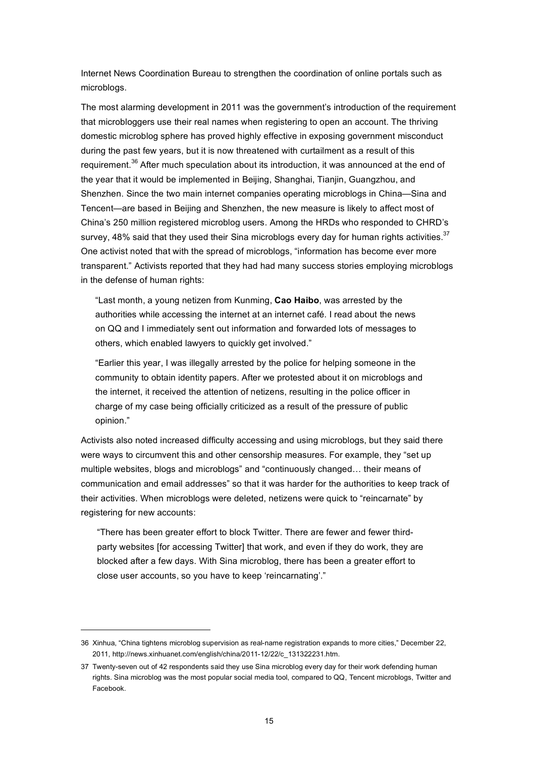Internet News Coordination Bureau to strengthen the coordination of online portals such as microblogs.

The most alarming development in 2011 was the government's introduction of the requirement that microbloggers use their real names when registering to open an account. The thriving domestic microblog sphere has proved highly effective in exposing government misconduct during the past few years, but it is now threatened with curtailment as a result of this requirement.[36] After much speculation about its introduction, it was announced at the end of the year that it would be implemented in Beijing, Shanghai, Tianjin, Guangzhou, and Shenzhen. Since the two main internet companies operating microblogs in China—Sina and Tencent—are based in Beijing and Shenzhen, the new measure is likely to affect most of China's 250 million registered microblog users. Among the HRDs who responded to CHRD's survey, 48% said that they used their Sina microblogs every day for human rights activities.[37] One activist noted that with the spread of microblogs, "information has become ever more transparent." Activists reported that they had had many success stories employing microblogs in the defense of human rights:

> "Last month, a young netizen from Kunming, **Cao Haibo**, was arrested by the authorities while accessing the internet at an internet café. I read about the news on QQ and I immediately sent out information and forwarded lots of messages to others, which enabled lawyers to quickly get involved."
>
> "Earlier this year, I was illegally arrested by the police for helping someone in the community to obtain identity papers. After we protested about it on microblogs and the internet, it received the attention of netizens, resulting in the police officer in charge of my case being officially criticized as a result of the pressure of public opinion."

Activists also noted increased difficulty accessing and using microblogs, but they said there were ways to circumvent this and other censorship measures. For example, they "set up multiple websites, blogs and microblogs" and "continuously changed… their means of communication and email addresses" so that it was harder for the authorities to keep track of their activities. When microblogs were deleted, netizens were quick to "reincarnate" by registering for new accounts:

> "There has been greater effort to block Twitter. There are fewer and fewer third-party websites [for accessing Twitter] that work, and even if they do work, they are blocked after a few days. With Sina microblog, there has been a greater effort to close user accounts, so you have to keep 'reincarnating'."

---

36 Xinhua, "China tightens microblog supervision as real-name registration expands to more cities," December 22, 2011, http://news.xinhuanet.com/english/china/2011-12/22/c_131322231.htm.

37 Twenty-seven out of 42 respondents said they use Sina microblog every day for their work defending human rights. Sina microblog was the most popular social media tool, compared to QQ, Tencent microblogs, Twitter and Facebook.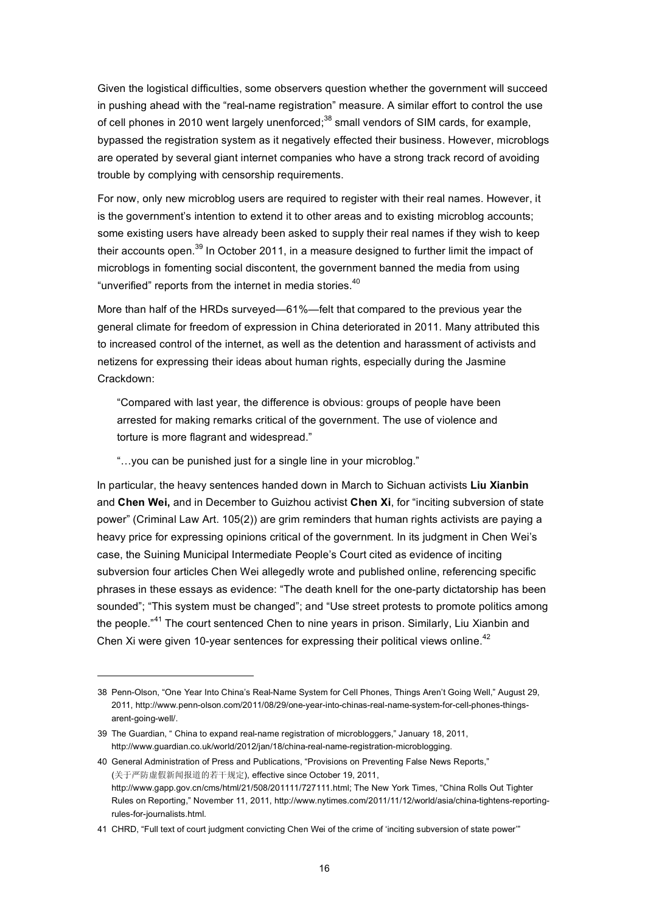Given the logistical difficulties, some observers question whether the government will succeed in pushing ahead with the "real-name registration" measure. A similar effort to control the use of cell phones in 2010 went largely unenforced;[38] small vendors of SIM cards, for example, bypassed the registration system as it negatively effected their business. However, microblogs are operated by several giant internet companies who have a strong track record of avoiding trouble by complying with censorship requirements.

For now, only new microblog users are required to register with their real names. However, it is the government's intention to extend it to other areas and to existing microblog accounts; some existing users have already been asked to supply their real names if they wish to keep their accounts open.[39] In October 2011, in a measure designed to further limit the impact of microblogs in fomenting social discontent, the government banned the media from using "unverified" reports from the internet in media stories.[40]

More than half of the HRDs surveyed—61%—felt that compared to the previous year the general climate for freedom of expression in China deteriorated in 2011. Many attributed this to increased control of the internet, as well as the detention and harassment of activists and netizens for expressing their ideas about human rights, especially during the Jasmine Crackdown:

> "Compared with last year, the difference is obvious: groups of people have been arrested for making remarks critical of the government. The use of violence and torture is more flagrant and widespread."
>
> "…you can be punished just for a single line in your microblog."

In particular, the heavy sentences handed down in March to Sichuan activists **Liu Xianbin** and **Chen Wei,** and in December to Guizhou activist **Chen Xi**, for "inciting subversion of state power" (Criminal Law Art. 105(2)) are grim reminders that human rights activists are paying a heavy price for expressing opinions critical of the government. In its judgment in Chen Wei's case, the Suining Municipal Intermediate People's Court cited as evidence of inciting subversion four articles Chen Wei allegedly wrote and published online, referencing specific phrases in these essays as evidence: "The death knell for the one-party dictatorship has been sounded"; "This system must be changed"; and "Use street protests to promote politics among the people."[41] The court sentenced Chen to nine years in prison. Similarly, Liu Xianbin and Chen Xi were given 10-year sentences for expressing their political views online.[42]

---

38 Penn-Olson, "One Year Into China's Real-Name System for Cell Phones, Things Aren't Going Well," August 29, 2011, http://www.penn-olson.com/2011/08/29/one-year-into-chinas-real-name-system-for-cell-phones-things-arent-going-well/.

39 The Guardian, " China to expand real-name registration of microbloggers," January 18, 2011, http://www.guardian.co.uk/world/2012/jan/18/china-real-name-registration-microblogging.

40 General Administration of Press and Publications, "Provisions on Preventing False News Reports," (关于严防虚假新闻报道的若干规定), effective since October 19, 2011, http://www.gapp.gov.cn/cms/html/21/508/201111/727111.html; The New York Times, "China Rolls Out Tighter Rules on Reporting," November 11, 2011, http://www.nytimes.com/2011/11/12/world/asia/china-tightens-reporting-rules-for-journalists.html.

41 CHRD, "Full text of court judgment convicting Chen Wei of the crime of 'inciting subversion of state power'"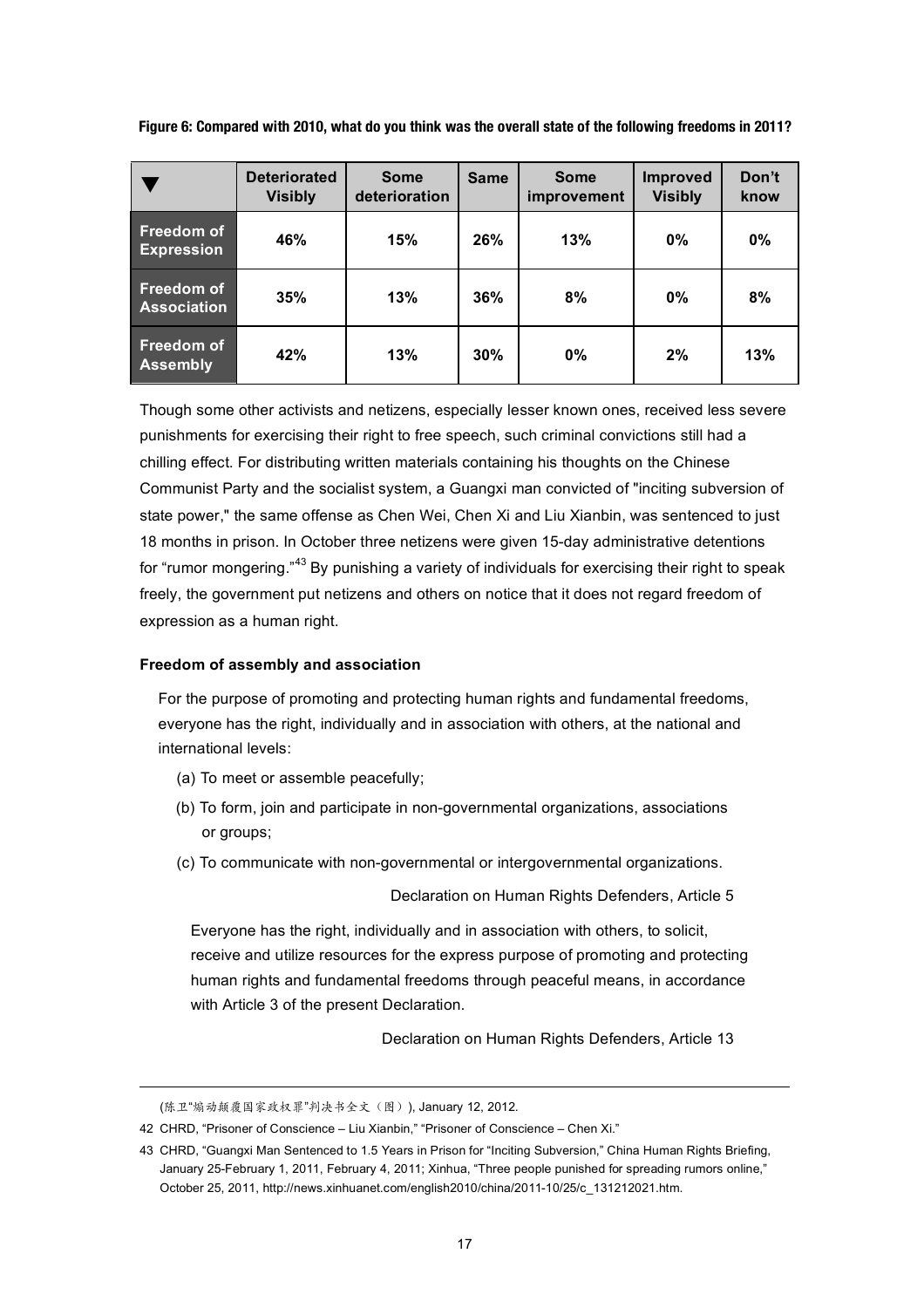**Figure 6: Compared with 2010, what do you think was the overall state of the following freedoms in 2011?**

| ▼ | Deteriorated Visibly | Some deterioration | Same | Some improvement | Improved Visibly | Don't know |
|---|---|---|---|---|---|---|
| Freedom of Expression | 46% | 15% | 26% | 13% | 0% | 0% |
| Freedom of Association | 35% | 13% | 36% | 8% | 0% | 8% |
| Freedom of Assembly | 42% | 13% | 30% | 0% | 2% | 13% |

Though some other activists and netizens, especially lesser known ones, received less severe punishments for exercising their right to free speech, such criminal convictions still had a chilling effect. For distributing written materials containing his thoughts on the Chinese Communist Party and the socialist system, a Guangxi man convicted of "inciting subversion of state power," the same offense as Chen Wei, Chen Xi and Liu Xianbin, was sentenced to just 18 months in prison. In October three netizens were given 15-day administrative detentions for "rumor mongering."[43] By punishing a variety of individuals for exercising their right to speak freely, the government put netizens and others on notice that it does not regard freedom of expression as a human right.

**Freedom of assembly and association**

> For the purpose of promoting and protecting human rights and fundamental freedoms, everyone has the right, individually and in association with others, at the national and international levels:
>
> (a) To meet or assemble peacefully;
>
> (b) To form, join and participate in non-governmental organizations, associations or groups;
>
> (c) To communicate with non-governmental or intergovernmental organizations.
>
> Declaration on Human Rights Defenders, Article 5

> Everyone has the right, individually and in association with others, to solicit, receive and utilize resources for the express purpose of promoting and protecting human rights and fundamental freedoms through peaceful means, in accordance with Article 3 of the present Declaration.
>
> Declaration on Human Rights Defenders, Article 13

---

(陈卫"煽动颠覆国家政权罪"判决书全文（图）), January 12, 2012.

42 CHRD, "Prisoner of Conscience – Liu Xianbin," "Prisoner of Conscience – Chen Xi."

43 CHRD, "Guangxi Man Sentenced to 1.5 Years in Prison for "Inciting Subversion," China Human Rights Briefing, January 25-February 1, 2011, February 4, 2011; Xinhua, "Three people punished for spreading rumors online," October 25, 2011, http://news.xinhuanet.com/english2010/china/2011-10/25/c_131212021.htm.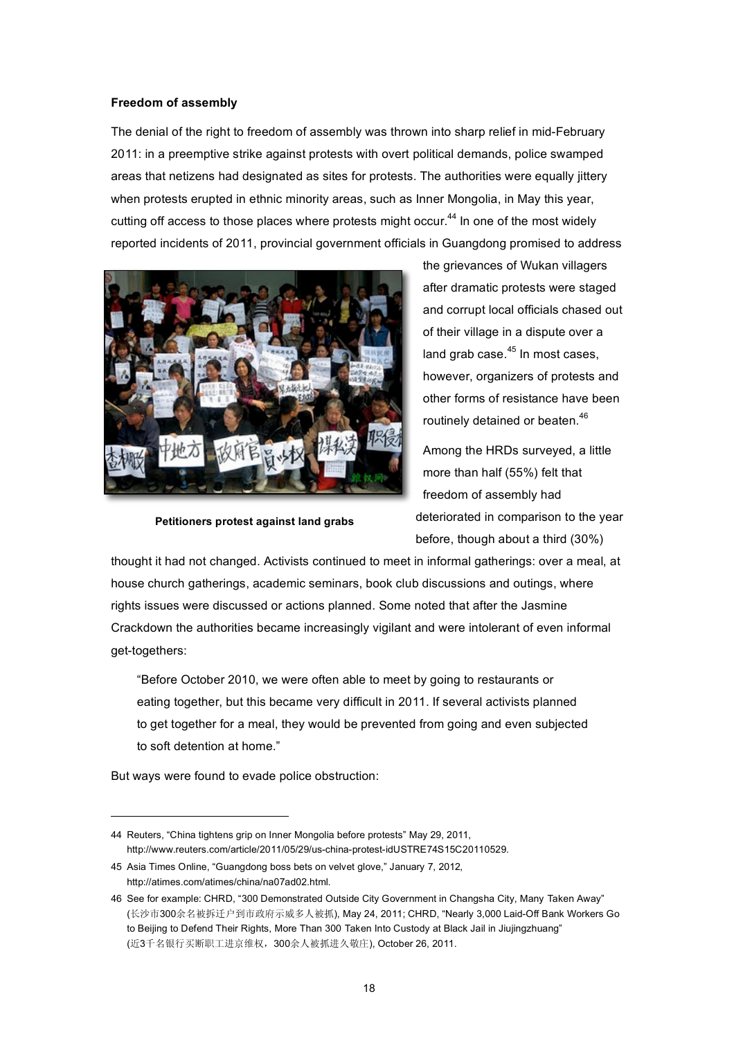**Freedom of assembly**

The denial of the right to freedom of assembly was thrown into sharp relief in mid-February 2011: in a preemptive strike against protests with overt political demands, police swamped areas that netizens had designated as sites for protests. The authorities were equally jittery when protests erupted in ethnic minority areas, such as Inner Mongolia, in May this year, cutting off access to those places where protests might occur.[44] In one of the most widely reported incidents of 2011, provincial government officials in Guangdong promised to address the grievances of Wukan villagers after dramatic protests were staged and corrupt local officials chased out of their village in a dispute over a land grab case.[45] In most cases, however, organizers of protests and other forms of resistance have been routinely detained or beaten.[46]

**Petitioners protest against land grabs**

Among the HRDs surveyed, a little more than half (55%) felt that freedom of assembly had deteriorated in comparison to the year before, though about a third (30%) thought it had not changed. Activists continued to meet in informal gatherings: over a meal, at house church gatherings, academic seminars, book club discussions and outings, where rights issues were discussed or actions planned. Some noted that after the Jasmine Crackdown the authorities became increasingly vigilant and were intolerant of even informal get-togethers:

> "Before October 2010, we were often able to meet by going to restaurants or eating together, but this became very difficult in 2011. If several activists planned to get together for a meal, they would be prevented from going and even subjected to soft detention at home."

But ways were found to evade police obstruction:

---

44 Reuters, "China tightens grip on Inner Mongolia before protests" May 29, 2011, http://www.reuters.com/article/2011/05/29/us-china-protest-idUSTRE74S15C20110529.

45 Asia Times Online, "Guangdong boss bets on velvet glove," January 7, 2012, http://atimes.com/atimes/china/na07ad02.html.

46 See for example: CHRD, "300 Demonstrated Outside City Government in Changsha City, Many Taken Away" (长沙市300余名被拆迁户到市政府示威多人被抓), May 24, 2011; CHRD, "Nearly 3,000 Laid-Off Bank Workers Go to Beijing to Defend Their Rights, More Than 300 Taken Into Custody at Black Jail in Jiujingzhuang" (近3千名银行买断职工进京维权，300余人被抓进久敬庄), October 26, 2011.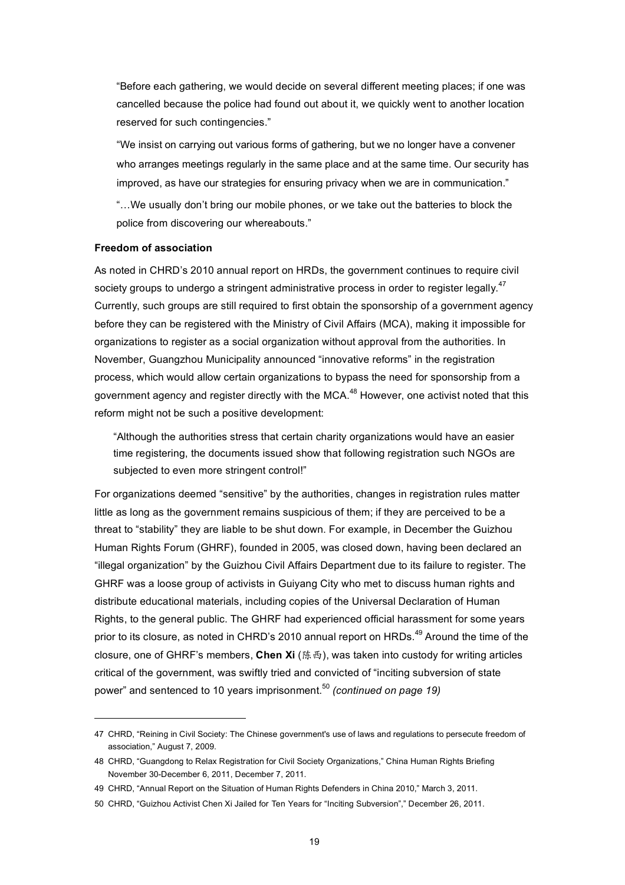"Before each gathering, we would decide on several different meeting places; if one was cancelled because the police had found out about it, we quickly went to another location reserved for such contingencies."

"We insist on carrying out various forms of gathering, but we no longer have a convener who arranges meetings regularly in the same place and at the same time. Our security has improved, as have our strategies for ensuring privacy when we are in communication."

"…We usually don't bring our mobile phones, or we take out the batteries to block the police from discovering our whereabouts."

**Freedom of association**

As noted in CHRD's 2010 annual report on HRDs, the government continues to require civil society groups to undergo a stringent administrative process in order to register legally.[47] Currently, such groups are still required to first obtain the sponsorship of a government agency before they can be registered with the Ministry of Civil Affairs (MCA), making it impossible for organizations to register as a social organization without approval from the authorities. In November, Guangzhou Municipality announced "innovative reforms" in the registration process, which would allow certain organizations to bypass the need for sponsorship from a government agency and register directly with the MCA.[48] However, one activist noted that this reform might not be such a positive development:

"Although the authorities stress that certain charity organizations would have an easier time registering, the documents issued show that following registration such NGOs are subjected to even more stringent control!"

For organizations deemed "sensitive" by the authorities, changes in registration rules matter little as long as the government remains suspicious of them; if they are perceived to be a threat to "stability" they are liable to be shut down. For example, in December the Guizhou Human Rights Forum (GHRF), founded in 2005, was closed down, having been declared an "illegal organization" by the Guizhou Civil Affairs Department due to its failure to register. The GHRF was a loose group of activists in Guiyang City who met to discuss human rights and distribute educational materials, including copies of the Universal Declaration of Human Rights, to the general public. The GHRF had experienced official harassment for some years prior to its closure, as noted in CHRD's 2010 annual report on HRDs.[49] Around the time of the closure, one of GHRF's members, **Chen Xi** (陈西), was taken into custody for writing articles critical of the government, was swiftly tried and convicted of "inciting subversion of state power" and sentenced to 10 years imprisonment.[50] *(continued on page 19)*

---

47 CHRD, "Reining in Civil Society: The Chinese government's use of laws and regulations to persecute freedom of association," August 7, 2009.

48 CHRD, "Guangdong to Relax Registration for Civil Society Organizations," China Human Rights Briefing November 30-December 6, 2011, December 7, 2011.

49 CHRD, "Annual Report on the Situation of Human Rights Defenders in China 2010," March 3, 2011.

50 CHRD, "Guizhou Activist Chen Xi Jailed for Ten Years for "Inciting Subversion"," December 26, 2011.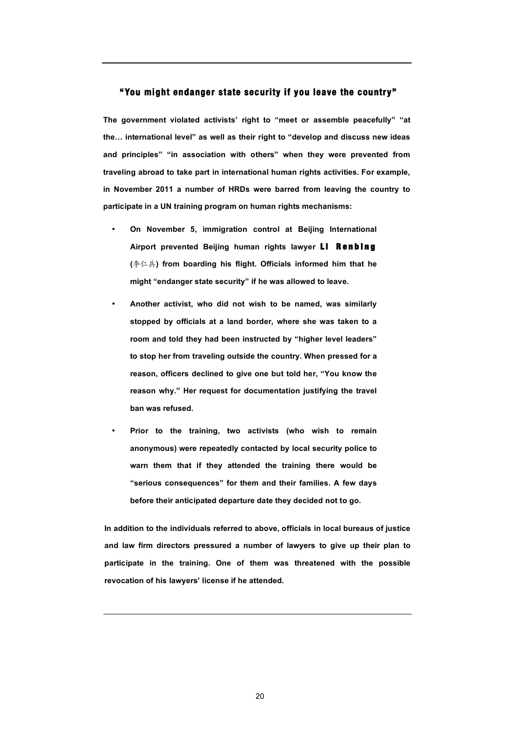### "You might endanger state security if you leave the country"

**The government violated activists' right to "meet or assemble peacefully" "at the… international level" as well as their right to "develop and discuss new ideas and principles" "in association with others" when they were prevented from traveling abroad to take part in international human rights activities. For example, in November 2011 a number of HRDs were barred from leaving the country to participate in a UN training program on human rights mechanisms:**

- **On November 5, immigration control at Beijing International Airport prevented Beijing human rights lawyer LI Renbing (李仁兵) from boarding his flight. Officials informed him that he might "endanger state security" if he was allowed to leave.**
- **Another activist, who did not wish to be named, was similarly stopped by officials at a land border, where she was taken to a room and told they had been instructed by "higher level leaders" to stop her from traveling outside the country. When pressed for a reason, officers declined to give one but told her, "You know the reason why." Her request for documentation justifying the travel ban was refused.**
- **Prior to the training, two activists (who wish to remain anonymous) were repeatedly contacted by local security police to warn them that if they attended the training there would be "serious consequences" for them and their families. A few days before their anticipated departure date they decided not to go.**

**In addition to the individuals referred to above, officials in local bureaus of justice and law firm directors pressured a number of lawyers to give up their plan to participate in the training. One of them was threatened with the possible revocation of his lawyers' license if he attended.**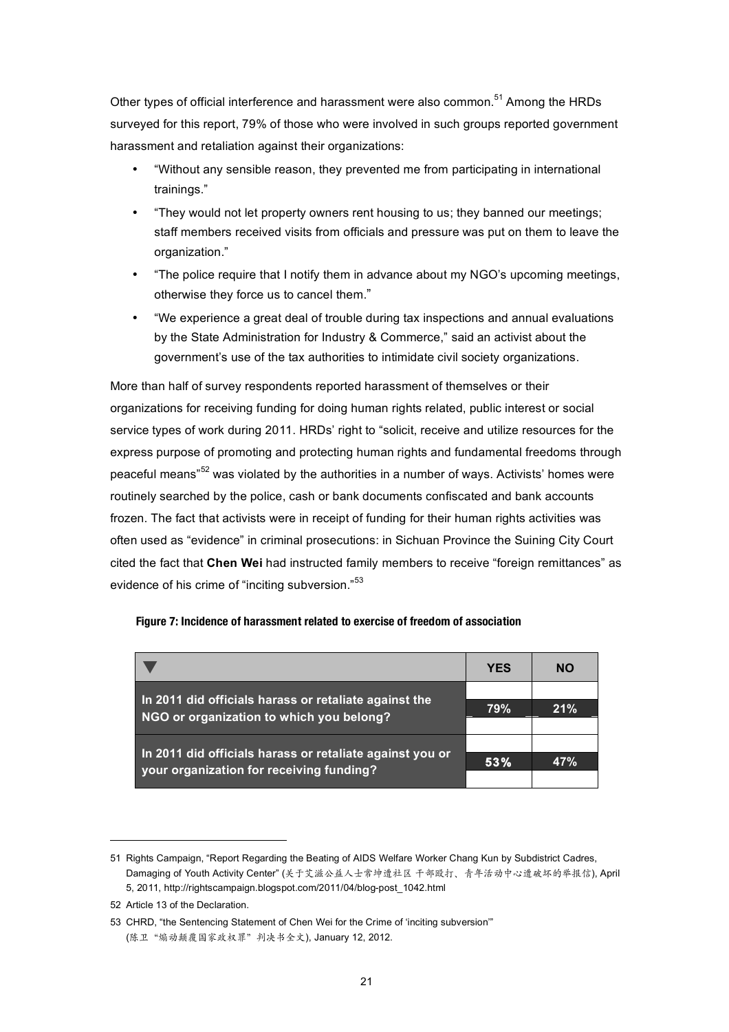Other types of official interference and harassment were also common.[51] Among the HRDs surveyed for this report, 79% of those who were involved in such groups reported government harassment and retaliation against their organizations:

- "Without any sensible reason, they prevented me from participating in international trainings."
- "They would not let property owners rent housing to us; they banned our meetings; staff members received visits from officials and pressure was put on them to leave the organization."
- "The police require that I notify them in advance about my NGO's upcoming meetings, otherwise they force us to cancel them."
- "We experience a great deal of trouble during tax inspections and annual evaluations by the State Administration for Industry & Commerce," said an activist about the government's use of the tax authorities to intimidate civil society organizations.

More than half of survey respondents reported harassment of themselves or their organizations for receiving funding for doing human rights related, public interest or social service types of work during 2011. HRDs' right to "solicit, receive and utilize resources for the express purpose of promoting and protecting human rights and fundamental freedoms through peaceful means"[52] was violated by the authorities in a number of ways. Activists' homes were routinely searched by the police, cash or bank documents confiscated and bank accounts frozen. The fact that activists were in receipt of funding for their human rights activities was often used as "evidence" in criminal prosecutions: in Sichuan Province the Suining City Court cited the fact that **Chen Wei** had instructed family members to receive "foreign remittances" as evidence of his crime of "inciting subversion."[53]

**Figure 7: Incidence of harassment related to exercise of freedom of association**

| ▼ | YES | NO |
|---|---|---|
| **In 2011 did officials harass or retaliate against the NGO or organization to which you belong?** | 79% | 21% |
| **In 2011 did officials harass or retaliate against you or your organization for receiving funding?** | 53% | 47% |

---

51 Rights Campaign, "Report Regarding the Beating of AIDS Welfare Worker Chang Kun by Subdistrict Cadres, Damaging of Youth Activity Center" (关于艾滋公益人士常坤遭社区 干部殴打、青年活动中心遭破坏的举报信), April 5, 2011, http://rightscampaign.blogspot.com/2011/04/blog-post_1042.html

52 Article 13 of the Declaration.

53 CHRD, "the Sentencing Statement of Chen Wei for the Crime of 'inciting subversion'" (陈卫"煽动颠覆国家政权罪"判决书全文), January 12, 2012.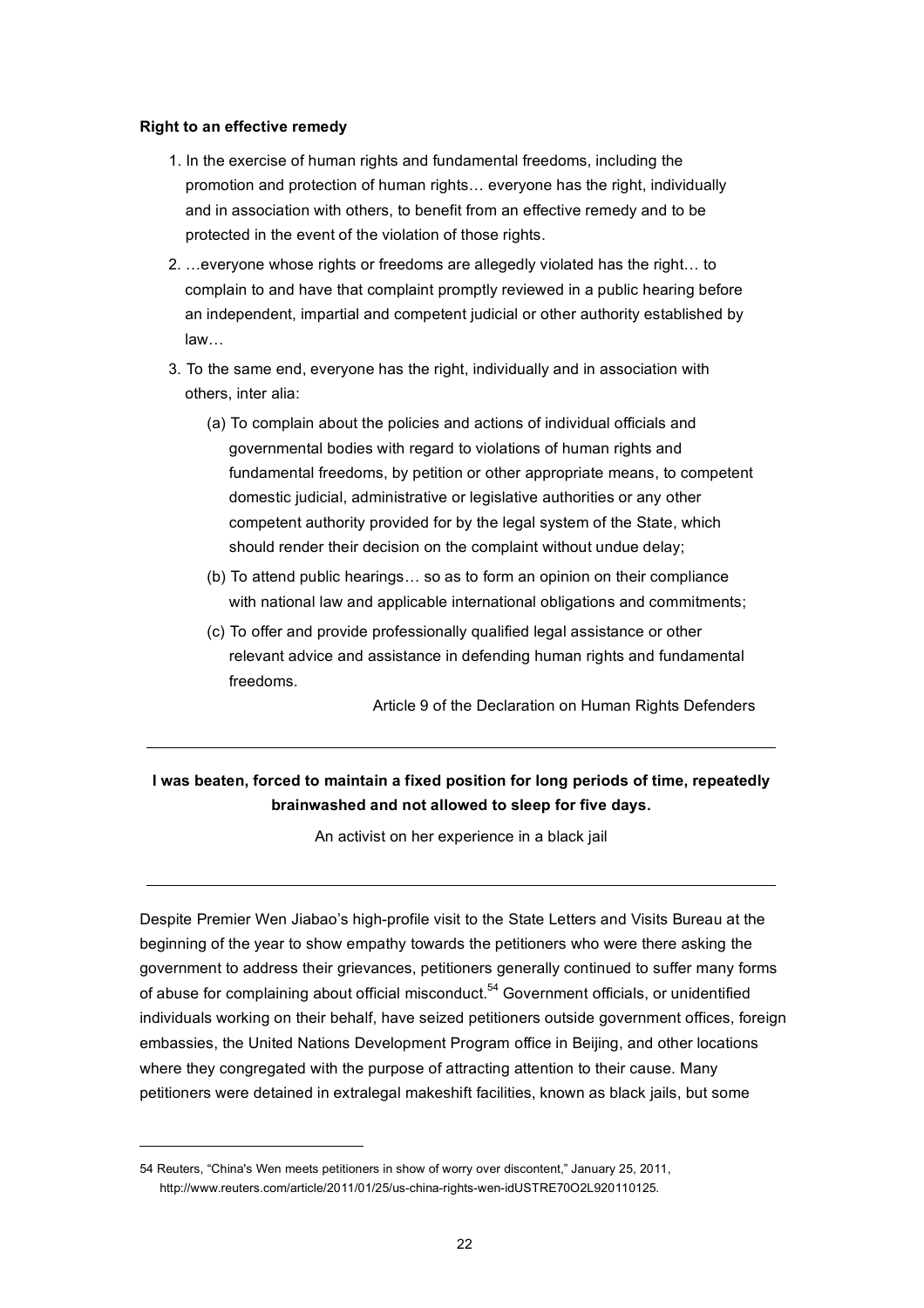**Right to an effective remedy**

1. In the exercise of human rights and fundamental freedoms, including the promotion and protection of human rights… everyone has the right, individually and in association with others, to benefit from an effective remedy and to be protected in the event of the violation of those rights.
2. …everyone whose rights or freedoms are allegedly violated has the right… to complain to and have that complaint promptly reviewed in a public hearing before an independent, impartial and competent judicial or other authority established by law…
3. To the same end, everyone has the right, individually and in association with others, inter alia:
   (a) To complain about the policies and actions of individual officials and governmental bodies with regard to violations of human rights and fundamental freedoms, by petition or other appropriate means, to competent domestic judicial, administrative or legislative authorities or any other competent authority provided for by the legal system of the State, which should render their decision on the complaint without undue delay;
   (b) To attend public hearings… so as to form an opinion on their compliance with national law and applicable international obligations and commitments;
   (c) To offer and provide professionally qualified legal assistance or other relevant advice and assistance in defending human rights and fundamental freedoms.

Article 9 of the Declaration on Human Rights Defenders

---

**I was beaten, forced to maintain a fixed position for long periods of time, repeatedly brainwashed and not allowed to sleep for five days.**

An activist on her experience in a black jail

---

Despite Premier Wen Jiabao's high-profile visit to the State Letters and Visits Bureau at the beginning of the year to show empathy towards the petitioners who were there asking the government to address their grievances, petitioners generally continued to suffer many forms of abuse for complaining about official misconduct.[54] Government officials, or unidentified individuals working on their behalf, have seized petitioners outside government offices, foreign embassies, the United Nations Development Program office in Beijing, and other locations where they congregated with the purpose of attracting attention to their cause. Many petitioners were detained in extralegal makeshift facilities, known as black jails, but some

---

54 Reuters, "China's Wen meets petitioners in show of worry over discontent," January 25, 2011, http://www.reuters.com/article/2011/01/25/us-china-rights-wen-idUSTRE70O2L920110125.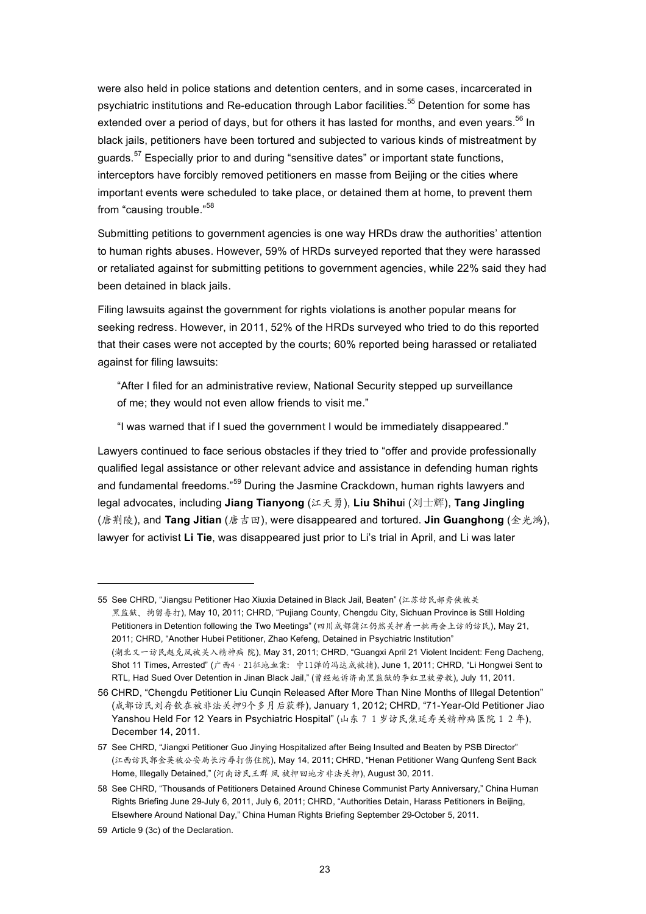were also held in police stations and detention centers, and in some cases, incarcerated in psychiatric institutions and Re-education through Labor facilities.[55] Detention for some has extended over a period of days, but for others it has lasted for months, and even years.[56] In black jails, petitioners have been tortured and subjected to various kinds of mistreatment by guards.[57] Especially prior to and during "sensitive dates" or important state functions, interceptors have forcibly removed petitioners en masse from Beijing or the cities where important events were scheduled to take place, or detained them at home, to prevent them from "causing trouble."[58]

Submitting petitions to government agencies is one way HRDs draw the authorities' attention to human rights abuses. However, 59% of HRDs surveyed reported that they were harassed or retaliated against for submitting petitions to government agencies, while 22% said they had been detained in black jails.

Filing lawsuits against the government for rights violations is another popular means for seeking redress. However, in 2011, 52% of the HRDs surveyed who tried to do this reported that their cases were not accepted by the courts; 60% reported being harassed or retaliated against for filing lawsuits:

> "After I filed for an administrative review, National Security stepped up surveillance of me; they would not even allow friends to visit me."
>
> "I was warned that if I sued the government I would be immediately disappeared."

Lawyers continued to face serious obstacles if they tried to "offer and provide professionally qualified legal assistance or other relevant advice and assistance in defending human rights and fundamental freedoms."[59] During the Jasmine Crackdown, human rights lawyers and legal advocates, including **Jiang Tianyong** (江天勇), **Liu Shihui** (刘士辉), **Tang Jingling** (唐荆陵), and **Tang Jitian** (唐吉田), were disappeared and tortured. **Jin Guanghong** (金光鸿), lawyer for activist **Li Tie**, was disappeared just prior to Li's trial in April, and Li was later

---

55 See CHRD, "Jiangsu Petitioner Hao Xiuxia Detained in Black Jail, Beaten" (江苏访民郝秀侠被关黑监狱、拘留毒打), May 10, 2011; CHRD, "Pujiang County, Chengdu City, Sichuan Province is Still Holding Petitioners in Detention following the Two Meetings" (四川成都蒲江仍然关押着一批两会上访的访民), May 21, 2011; CHRD, "Another Hubei Petitioner, Zhao Kefeng, Detained in Psychiatric Institution" (湖北又一访民赵克凤被关入精神病 院), May 31, 2011; CHRD, "Guangxi April 21 Violent Incident: Feng Dacheng, Shot 11 Times, Arrested" (广西4・21征地血案: 中11弹的冯达成被捕), June 1, 2011; CHRD, "Li Hongwei Sent to RTL, Had Sued Over Detention in Jinan Black Jail," (曾经起诉济南黑监狱的李红卫被劳教), July 11, 2011.

56 CHRD, "Chengdu Petitioner Liu Cunqin Released After More Than Nine Months of Illegal Detention" (成都访民刘存钦在被非法关押9个多月后获释), January 1, 2012; CHRD, "71-Year-Old Petitioner Jiao Yanshou Held For 12 Years in Psychiatric Hospital" (山东７１岁访民焦延寿关精神病医院１２年), December 14, 2011.

57 See CHRD, "Jiangxi Petitioner Guo Jinying Hospitalized after Being Insulted and Beaten by PSB Director" (江西访民郭金英被公安局长污辱打伤住院), May 14, 2011; CHRD, "Henan Petitioner Wang Qunfeng Sent Back Home, Illegally Detained," (河南访民王群 凤 被押回地方非法关押), August 30, 2011.

58 See CHRD, "Thousands of Petitioners Detained Around Chinese Communist Party Anniversary," China Human Rights Briefing June 29-July 6, 2011, July 6, 2011; CHRD, "Authorities Detain, Harass Petitioners in Beijing, Elsewhere Around National Day," China Human Rights Briefing September 29-October 5, 2011.

59 Article 9 (3c) of the Declaration.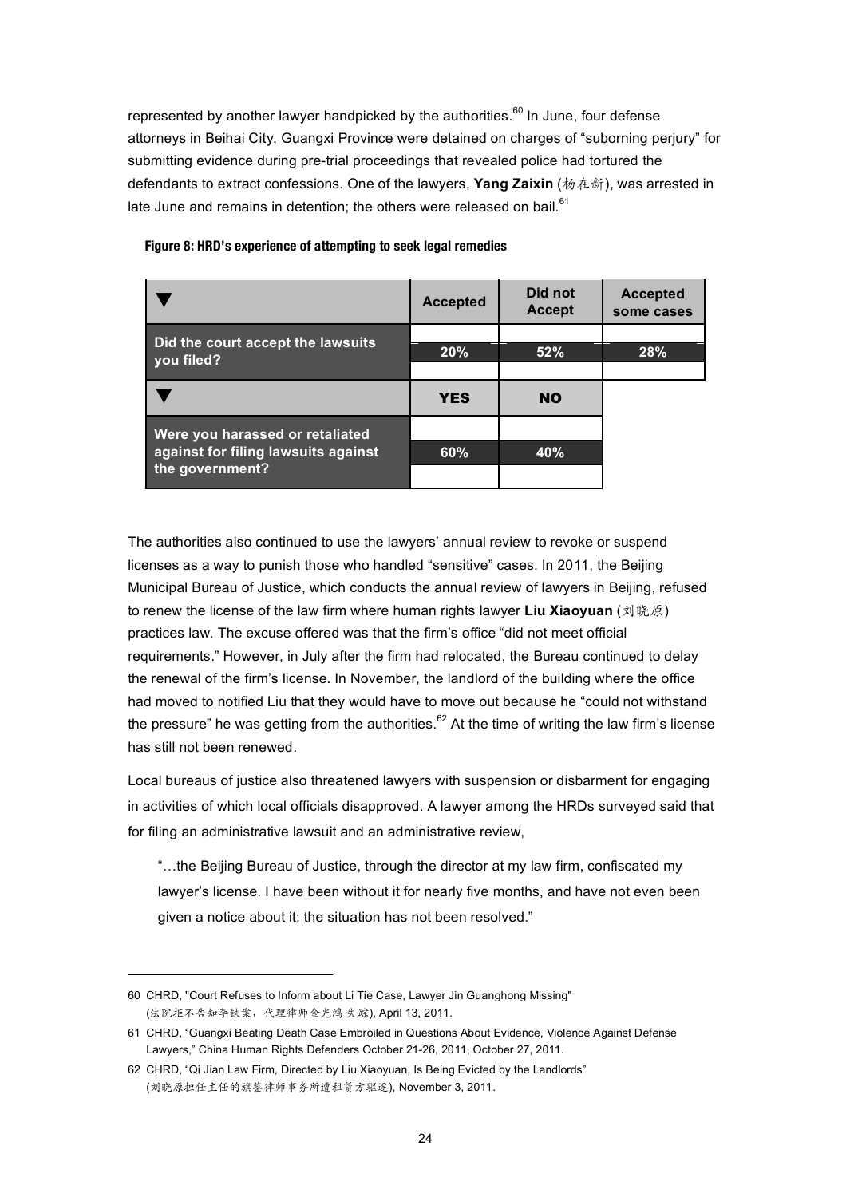represented by another lawyer handpicked by the authorities.[60] In June, four defense attorneys in Beihai City, Guangxi Province were detained on charges of "suborning perjury" for submitting evidence during pre-trial proceedings that revealed police had tortured the defendants to extract confessions. One of the lawyers, **Yang Zaixin** (杨在新), was arrested in late June and remains in detention; the others were released on bail.[61]

**Figure 8: HRD's experience of attempting to seek legal remedies**

| ▼ | Accepted | Did not Accept | Accepted some cases |
|---|---|---|---|
| Did the court accept the lawsuits you filed? | 20% | 52% | 28% |

| ▼ | YES | NO |
|---|---|---|
| Were you harassed or retaliated against for filing lawsuits against the government? | 60% | 40% |

The authorities also continued to use the lawyers' annual review to revoke or suspend licenses as a way to punish those who handled "sensitive" cases. In 2011, the Beijing Municipal Bureau of Justice, which conducts the annual review of lawyers in Beijing, refused to renew the license of the law firm where human rights lawyer **Liu Xiaoyuan** (刘晓原) practices law. The excuse offered was that the firm's office "did not meet official requirements." However, in July after the firm had relocated, the Bureau continued to delay the renewal of the firm's license. In November, the landlord of the building where the office had moved to notified Liu that they would have to move out because he "could not withstand the pressure" he was getting from the authorities.[62] At the time of writing the law firm's license has still not been renewed.

Local bureaus of justice also threatened lawyers with suspension or disbarment for engaging in activities of which local officials disapproved. A lawyer among the HRDs surveyed said that for filing an administrative lawsuit and an administrative review,

> "…the Beijing Bureau of Justice, through the director at my law firm, confiscated my lawyer's license. I have been without it for nearly five months, and have not even been given a notice about it; the situation has not been resolved."

---

60 CHRD, "Court Refuses to Inform about Li Tie Case, Lawyer Jin Guanghong Missing" (法院拒不告知李铁案，代理律师金光鸿失踪), April 13, 2011.

61 CHRD, "Guangxi Beating Death Case Embroiled in Questions About Evidence, Violence Against Defense Lawyers," China Human Rights Defenders October 21-26, 2011, October 27, 2011.

62 CHRD, "Qi Jian Law Firm, Directed by Liu Xiaoyuan, Is Being Evicted by the Landlords" (刘晓原担任主任的旗鉴律师事务所遭租赁方驱逐), November 3, 2011.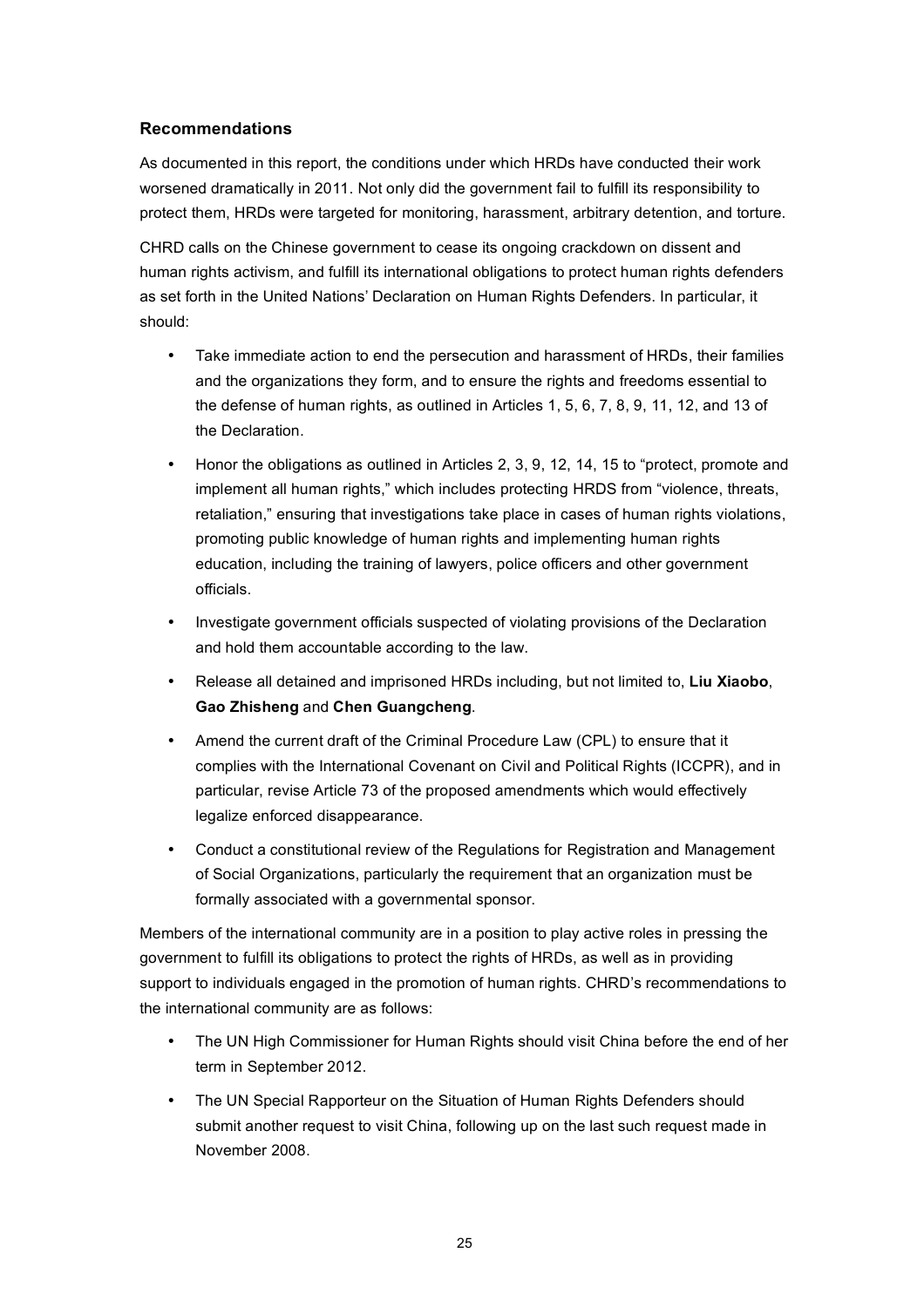### Recommendations

As documented in this report, the conditions under which HRDs have conducted their work worsened dramatically in 2011. Not only did the government fail to fulfill its responsibility to protect them, HRDs were targeted for monitoring, harassment, arbitrary detention, and torture.

CHRD calls on the Chinese government to cease its ongoing crackdown on dissent and human rights activism, and fulfill its international obligations to protect human rights defenders as set forth in the United Nations' Declaration on Human Rights Defenders. In particular, it should:

- Take immediate action to end the persecution and harassment of HRDs, their families and the organizations they form, and to ensure the rights and freedoms essential to the defense of human rights, as outlined in Articles 1, 5, 6, 7, 8, 9, 11, 12, and 13 of the Declaration.
- Honor the obligations as outlined in Articles 2, 3, 9, 12, 14, 15 to "protect, promote and implement all human rights," which includes protecting HRDS from "violence, threats, retaliation," ensuring that investigations take place in cases of human rights violations, promoting public knowledge of human rights and implementing human rights education, including the training of lawyers, police officers and other government officials.
- Investigate government officials suspected of violating provisions of the Declaration and hold them accountable according to the law.
- Release all detained and imprisoned HRDs including, but not limited to, **Liu Xiaobo**, **Gao Zhisheng** and **Chen Guangcheng**.
- Amend the current draft of the Criminal Procedure Law (CPL) to ensure that it complies with the International Covenant on Civil and Political Rights (ICCPR), and in particular, revise Article 73 of the proposed amendments which would effectively legalize enforced disappearance.
- Conduct a constitutional review of the Regulations for Registration and Management of Social Organizations, particularly the requirement that an organization must be formally associated with a governmental sponsor.

Members of the international community are in a position to play active roles in pressing the government to fulfill its obligations to protect the rights of HRDs, as well as in providing support to individuals engaged in the promotion of human rights. CHRD's recommendations to the international community are as follows:

- The UN High Commissioner for Human Rights should visit China before the end of her term in September 2012.
- The UN Special Rapporteur on the Situation of Human Rights Defenders should submit another request to visit China, following up on the last such request made in November 2008.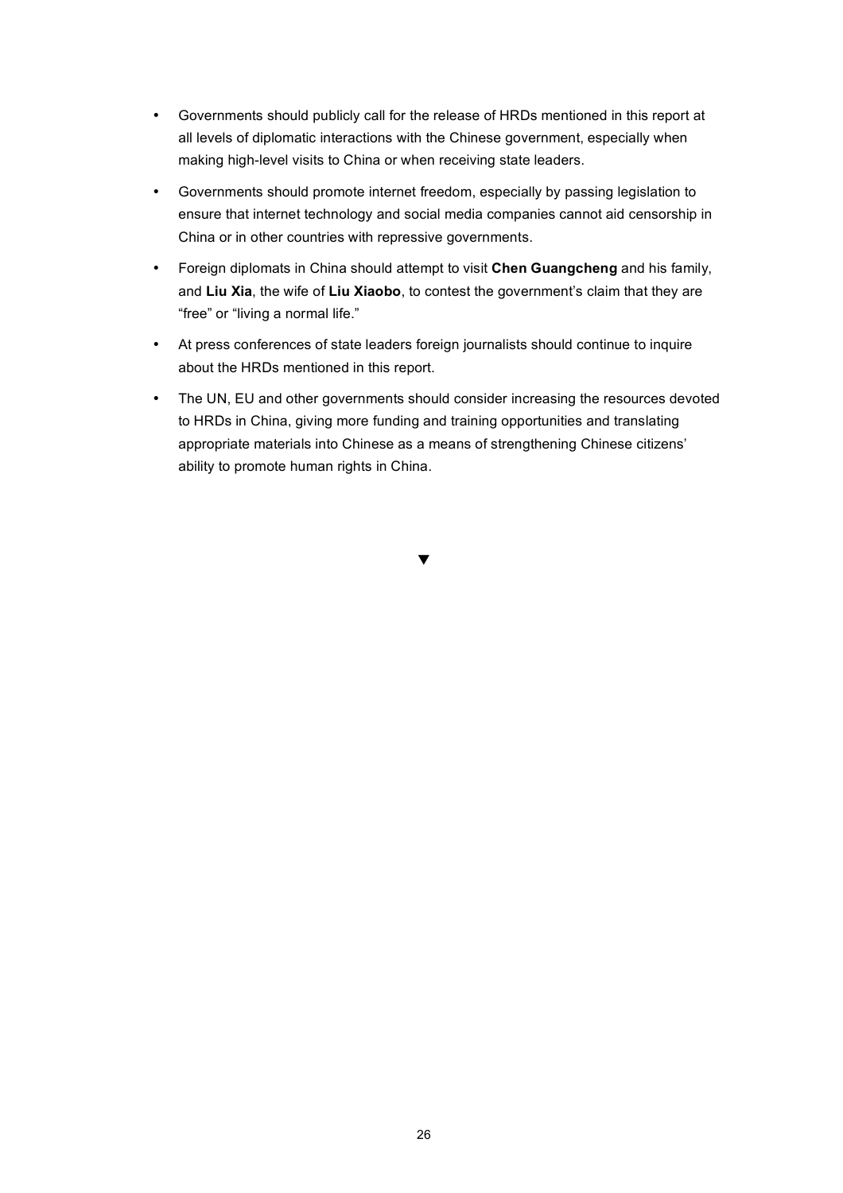- Governments should publicly call for the release of HRDs mentioned in this report at all levels of diplomatic interactions with the Chinese government, especially when making high-level visits to China or when receiving state leaders.
- Governments should promote internet freedom, especially by passing legislation to ensure that internet technology and social media companies cannot aid censorship in China or in other countries with repressive governments.
- Foreign diplomats in China should attempt to visit **Chen Guangcheng** and his family, and **Liu Xia**, the wife of **Liu Xiaobo**, to contest the government's claim that they are "free" or "living a normal life."
- At press conferences of state leaders foreign journalists should continue to inquire about the HRDs mentioned in this report.
- The UN, EU and other governments should consider increasing the resources devoted to HRDs in China, giving more funding and training opportunities and translating appropriate materials into Chinese as a means of strengthening Chinese citizens' ability to promote human rights in China.

▼